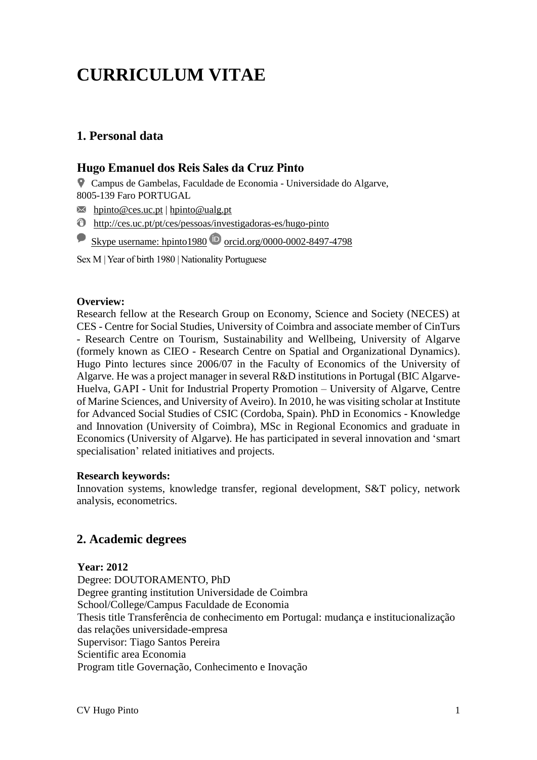# CURRICULUM VITAE

## 1. Personal data

### Hugo Emanuel dos Reis Sales da Cruz Pinto

Campus de Gambelas, Faculdade de Economia - Universidade do Algarve,
8005-139 Faro PORTUGAL

hpinto@ces.uc.pt | hpinto@ualg.pt

http://ces.uc.pt/pt/ces/pessoas/investigadoras-es/hugo-pinto

Skype username: hpinto1980 orcid.org/0000-0002-8497-4798

Sex M | Year of birth 1980 | Nationality Portuguese

**Overview:**
Research fellow at the Research Group on Economy, Science and Society (NECES) at CES - Centre for Social Studies, University of Coimbra and associate member of CinTurs - Research Centre on Tourism, Sustainability and Wellbeing, University of Algarve (formely known as CIEO - Research Centre on Spatial and Organizational Dynamics). Hugo Pinto lectures since 2006/07 in the Faculty of Economics of the University of Algarve. He was a project manager in several R&D institutions in Portugal (BIC Algarve-Huelva, GAPI - Unit for Industrial Property Promotion – University of Algarve, Centre of Marine Sciences, and University of Aveiro). In 2010, he was visiting scholar at Institute for Advanced Social Studies of CSIC (Cordoba, Spain). PhD in Economics - Knowledge and Innovation (University of Coimbra), MSc in Regional Economics and graduate in Economics (University of Algarve). He has participated in several innovation and 'smart specialisation' related initiatives and projects.

**Research keywords:**
Innovation systems, knowledge transfer, regional development, S&T policy, network analysis, econometrics.

## 2. Academic degrees

**Year: 2012**
Degree: DOUTORAMENTO, PhD
Degree granting institution Universidade de Coimbra
School/College/Campus Faculdade de Economia
Thesis title Transferência de conhecimento em Portugal: mudança e institucionalização das relações universidade-empresa
Supervisor: Tiago Santos Pereira
Scientific area Economia
Program title Governação, Conhecimento e Inovação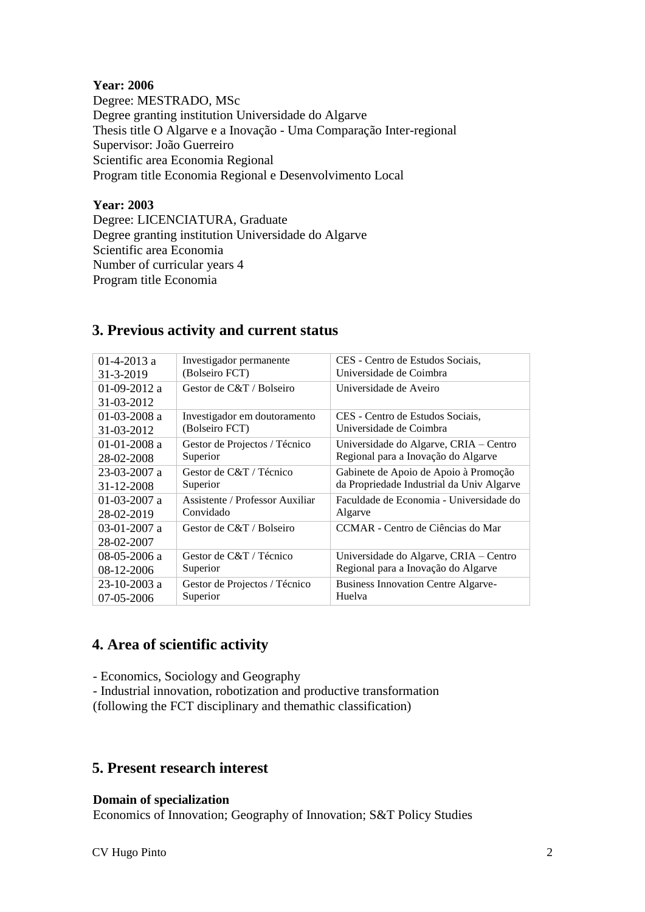**Year: 2006**
Degree: MESTRADO, MSc
Degree granting institution Universidade do Algarve
Thesis title O Algarve e a Inovação - Uma Comparação Inter-regional
Supervisor: João Guerreiro
Scientific area Economia Regional
Program title Economia Regional e Desenvolvimento Local

**Year: 2003**
Degree: LICENCIATURA, Graduate
Degree granting institution Universidade do Algarve
Scientific area Economia
Number of curricular years 4
Program title Economia

## 3. Previous activity and current status

| | | |
|---|---|---|
| 01-4-2013 a 31-3-2019 | Investigador permanente (Bolseiro FCT) | CES - Centro de Estudos Sociais, Universidade de Coimbra |
| 01-09-2012 a 31-03-2012 | Gestor de C&T / Bolseiro | Universidade de Aveiro |
| 01-03-2008 a 31-03-2012 | Investigador em doutoramento (Bolseiro FCT) | CES - Centro de Estudos Sociais, Universidade de Coimbra |
| 01-01-2008 a 28-02-2008 | Gestor de Projectos / Técnico Superior | Universidade do Algarve, CRIA – Centro Regional para a Inovação do Algarve |
| 23-03-2007 a 31-12-2008 | Gestor de C&T / Técnico Superior | Gabinete de Apoio de Apoio à Promoção da Propriedade Industrial da Univ Algarve |
| 01-03-2007 a 28-02-2019 | Assistente / Professor Auxiliar Convidado | Faculdade de Economia - Universidade do Algarve |
| 03-01-2007 a 28-02-2007 | Gestor de C&T / Bolseiro | CCMAR - Centro de Ciências do Mar |
| 08-05-2006 a 08-12-2006 | Gestor de C&T / Técnico Superior | Universidade do Algarve, CRIA – Centro Regional para a Inovação do Algarve |
| 23-10-2003 a 07-05-2006 | Gestor de Projectos / Técnico Superior | Business Innovation Centre Algarve-Huelva |

## 4. Area of scientific activity

- Economics, Sociology and Geography
- Industrial innovation, robotization and productive transformation
(following the FCT disciplinary and themathic classification)

## 5. Present research interest

**Domain of specialization**
Economics of Innovation; Geography of Innovation; S&T Policy Studies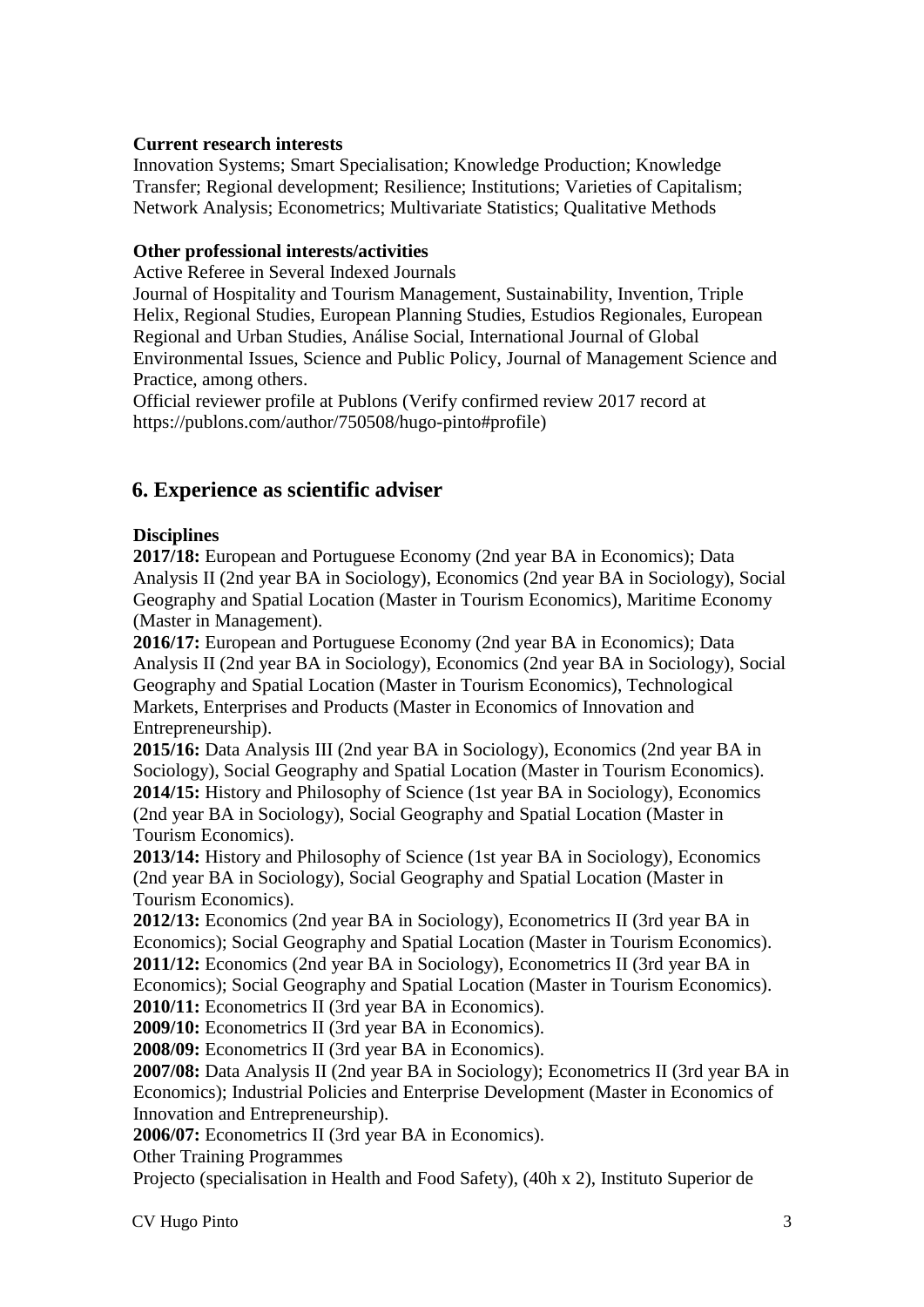**Current research interests**

Innovation Systems; Smart Specialisation; Knowledge Production; Knowledge Transfer; Regional development; Resilience; Institutions; Varieties of Capitalism; Network Analysis; Econometrics; Multivariate Statistics; Qualitative Methods

**Other professional interests/activities**

Active Referee in Several Indexed Journals

Journal of Hospitality and Tourism Management, Sustainability, Invention, Triple Helix, Regional Studies, European Planning Studies, Estudios Regionales, European Regional and Urban Studies, Análise Social, International Journal of Global Environmental Issues, Science and Public Policy, Journal of Management Science and Practice, among others.

Official reviewer profile at Publons (Verify confirmed review 2017 record at https://publons.com/author/750508/hugo-pinto#profile)

## 6. Experience as scientific adviser

**Disciplines**

**2017/18:** European and Portuguese Economy (2nd year BA in Economics); Data Analysis II (2nd year BA in Sociology), Economics (2nd year BA in Sociology), Social Geography and Spatial Location (Master in Tourism Economics), Maritime Economy (Master in Management).

**2016/17:** European and Portuguese Economy (2nd year BA in Economics); Data Analysis II (2nd year BA in Sociology), Economics (2nd year BA in Sociology), Social Geography and Spatial Location (Master in Tourism Economics), Technological Markets, Enterprises and Products (Master in Economics of Innovation and Entrepreneurship).

**2015/16:** Data Analysis III (2nd year BA in Sociology), Economics (2nd year BA in Sociology), Social Geography and Spatial Location (Master in Tourism Economics).

**2014/15:** History and Philosophy of Science (1st year BA in Sociology), Economics (2nd year BA in Sociology), Social Geography and Spatial Location (Master in Tourism Economics).

**2013/14:** History and Philosophy of Science (1st year BA in Sociology), Economics (2nd year BA in Sociology), Social Geography and Spatial Location (Master in Tourism Economics).

**2012/13:** Economics (2nd year BA in Sociology), Econometrics II (3rd year BA in Economics); Social Geography and Spatial Location (Master in Tourism Economics).

**2011/12:** Economics (2nd year BA in Sociology), Econometrics II (3rd year BA in Economics); Social Geography and Spatial Location (Master in Tourism Economics).

**2010/11:** Econometrics II (3rd year BA in Economics).

**2009/10:** Econometrics II (3rd year BA in Economics).

**2008/09:** Econometrics II (3rd year BA in Economics).

**2007/08:** Data Analysis II (2nd year BA in Sociology); Econometrics II (3rd year BA in Economics); Industrial Policies and Enterprise Development (Master in Economics of Innovation and Entrepreneurship).

**2006/07:** Econometrics II (3rd year BA in Economics).

Other Training Programmes

Projecto (specialisation in Health and Food Safety), (40h x 2), Instituto Superior de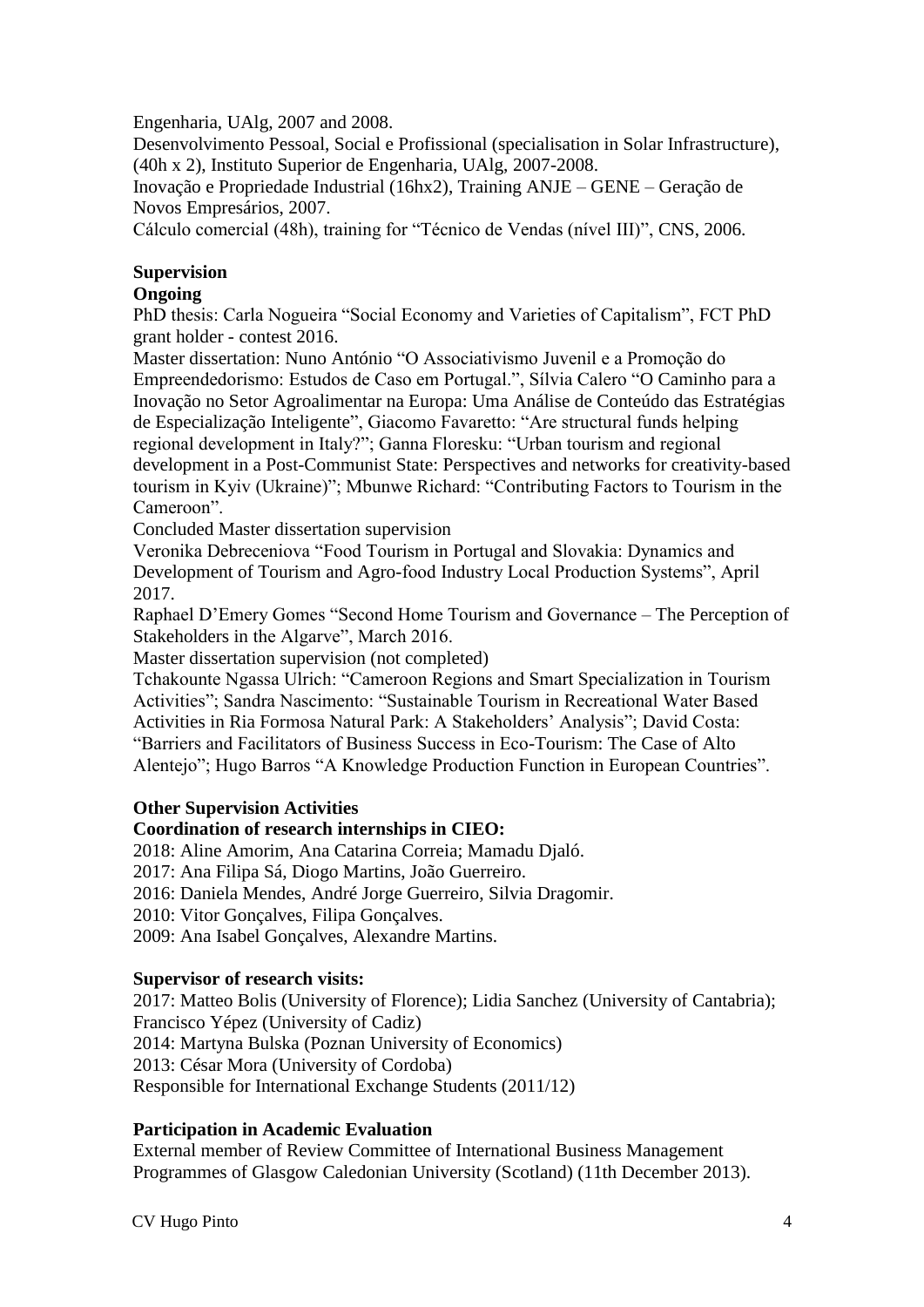Engenharia, UAlg, 2007 and 2008.

Desenvolvimento Pessoal, Social e Profissional (specialisation in Solar Infrastructure), (40h x 2), Instituto Superior de Engenharia, UAlg, 2007-2008.

Inovação e Propriedade Industrial (16hx2), Training ANJE – GENE – Geração de Novos Empresários, 2007.

Cálculo comercial (48h), training for "Técnico de Vendas (nível III)", CNS, 2006.

**Supervision**

**Ongoing**

PhD thesis: Carla Nogueira "Social Economy and Varieties of Capitalism", FCT PhD grant holder - contest 2016.

Master dissertation: Nuno António "O Associativismo Juvenil e a Promoção do Empreendedorismo: Estudos de Caso em Portugal.", Sílvia Calero "O Caminho para a Inovação no Setor Agroalimentar na Europa: Uma Análise de Conteúdo das Estratégias de Especialização Inteligente", Giacomo Favaretto: "Are structural funds helping regional development in Italy?"; Ganna Floresku: "Urban tourism and regional development in a Post-Communist State: Perspectives and networks for creativity-based tourism in Kyiv (Ukraine)"; Mbunwe Richard: "Contributing Factors to Tourism in the Cameroon".

Concluded Master dissertation supervision

Veronika Debreceniova "Food Tourism in Portugal and Slovakia: Dynamics and Development of Tourism and Agro-food Industry Local Production Systems", April 2017.

Raphael D'Emery Gomes "Second Home Tourism and Governance – The Perception of Stakeholders in the Algarve", March 2016.

Master dissertation supervision (not completed)

Tchakounte Ngassa Ulrich: "Cameroon Regions and Smart Specialization in Tourism Activities"; Sandra Nascimento: "Sustainable Tourism in Recreational Water Based Activities in Ria Formosa Natural Park: A Stakeholders' Analysis"; David Costa: "Barriers and Facilitators of Business Success in Eco-Tourism: The Case of Alto Alentejo"; Hugo Barros "A Knowledge Production Function in European Countries".

**Other Supervision Activities**

**Coordination of research internships in CIEO:**

2018: Aline Amorim, Ana Catarina Correia; Mamadu Djaló.
2017: Ana Filipa Sá, Diogo Martins, João Guerreiro.
2016: Daniela Mendes, André Jorge Guerreiro, Silvia Dragomir.
2010: Vitor Gonçalves, Filipa Gonçalves.
2009: Ana Isabel Gonçalves, Alexandre Martins.

**Supervisor of research visits:**

2017: Matteo Bolis (University of Florence); Lidia Sanchez (University of Cantabria); Francisco Yépez (University of Cadiz)
2014: Martyna Bulska (Poznan University of Economics)
2013: César Mora (University of Cordoba)
Responsible for International Exchange Students (2011/12)

**Participation in Academic Evaluation**

External member of Review Committee of International Business Management Programmes of Glasgow Caledonian University (Scotland) (11th December 2013).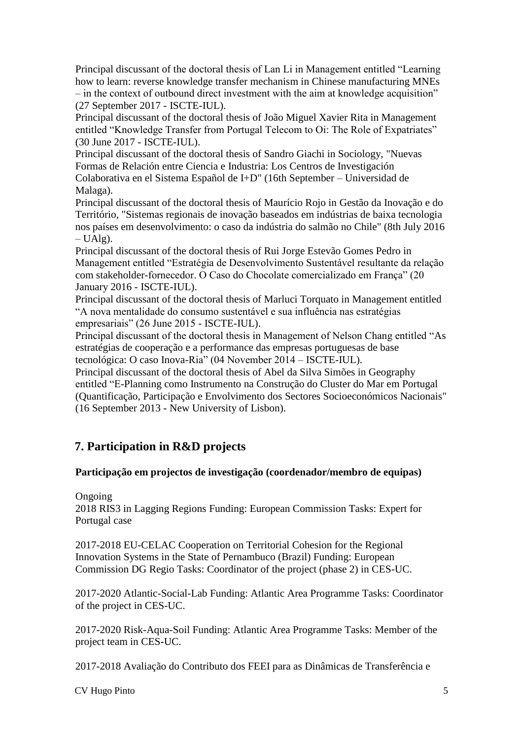Principal discussant of the doctoral thesis of Lan Li in Management entitled "Learning how to learn: reverse knowledge transfer mechanism in Chinese manufacturing MNEs – in the context of outbound direct investment with the aim at knowledge acquisition" (27 September 2017 - ISCTE-IUL).
Principal discussant of the doctoral thesis of João Miguel Xavier Rita in Management entitled "Knowledge Transfer from Portugal Telecom to Oi: The Role of Expatriates" (30 June 2017 - ISCTE-IUL).
Principal discussant of the doctoral thesis of Sandro Giachi in Sociology, "Nuevas Formas de Relación entre Ciencia e Industria: Los Centros de Investigación Colaborativa en el Sistema Español de I+D" (16th September – Universidad de Malaga).
Principal discussant of the doctoral thesis of Maurício Rojo in Gestão da Inovação e do Território, "Sistemas regionais de inovação baseados em indústrias de baixa tecnologia nos países em desenvolvimento: o caso da indústria do salmão no Chile" (8th July 2016 – UAlg).
Principal discussant of the doctoral thesis of Rui Jorge Estevão Gomes Pedro in Management entitled "Estratégia de Desenvolvimento Sustentável resultante da relação com stakeholder-fornecedor. O Caso do Chocolate comercializado em França" (20 January 2016 - ISCTE-IUL).
Principal discussant of the doctoral thesis of Marluci Torquato in Management entitled "A nova mentalidade do consumo sustentável e sua influência nas estratégias empresariais" (26 June 2015 - ISCTE-IUL).
Principal discussant of the doctoral thesis in Management of Nelson Chang entitled "As estratégias de cooperação e a performance das empresas portuguesas de base tecnológica: O caso Inova-Ria" (04 November 2014 – ISCTE-IUL).
Principal discussant of the doctoral thesis of Abel da Silva Simões in Geography entitled "E-Planning como Instrumento na Construção do Cluster do Mar em Portugal (Quantificação, Participação e Envolvimento dos Sectores Socioeconómicos Nacionais" (16 September 2013 - New University of Lisbon).

## 7. Participation in R&D projects

**Participação em projectos de investigação (coordenador/membro de equipas)**

Ongoing
2018 RIS3 in Lagging Regions Funding: European Commission Tasks: Expert for Portugal case

2017-2018 EU-CELAC Cooperation on Territorial Cohesion for the Regional Innovation Systems in the State of Pernambuco (Brazil) Funding: European Commission DG Regio Tasks: Coordinator of the project (phase 2) in CES-UC.

2017-2020 Atlantic-Social-Lab Funding: Atlantic Area Programme Tasks: Coordinator of the project in CES-UC.

2017-2020 Risk-Aqua-Soil Funding: Atlantic Area Programme Tasks: Member of the project team in CES-UC.

2017-2018 Avaliação do Contributo dos FEEI para as Dinâmicas de Transferência e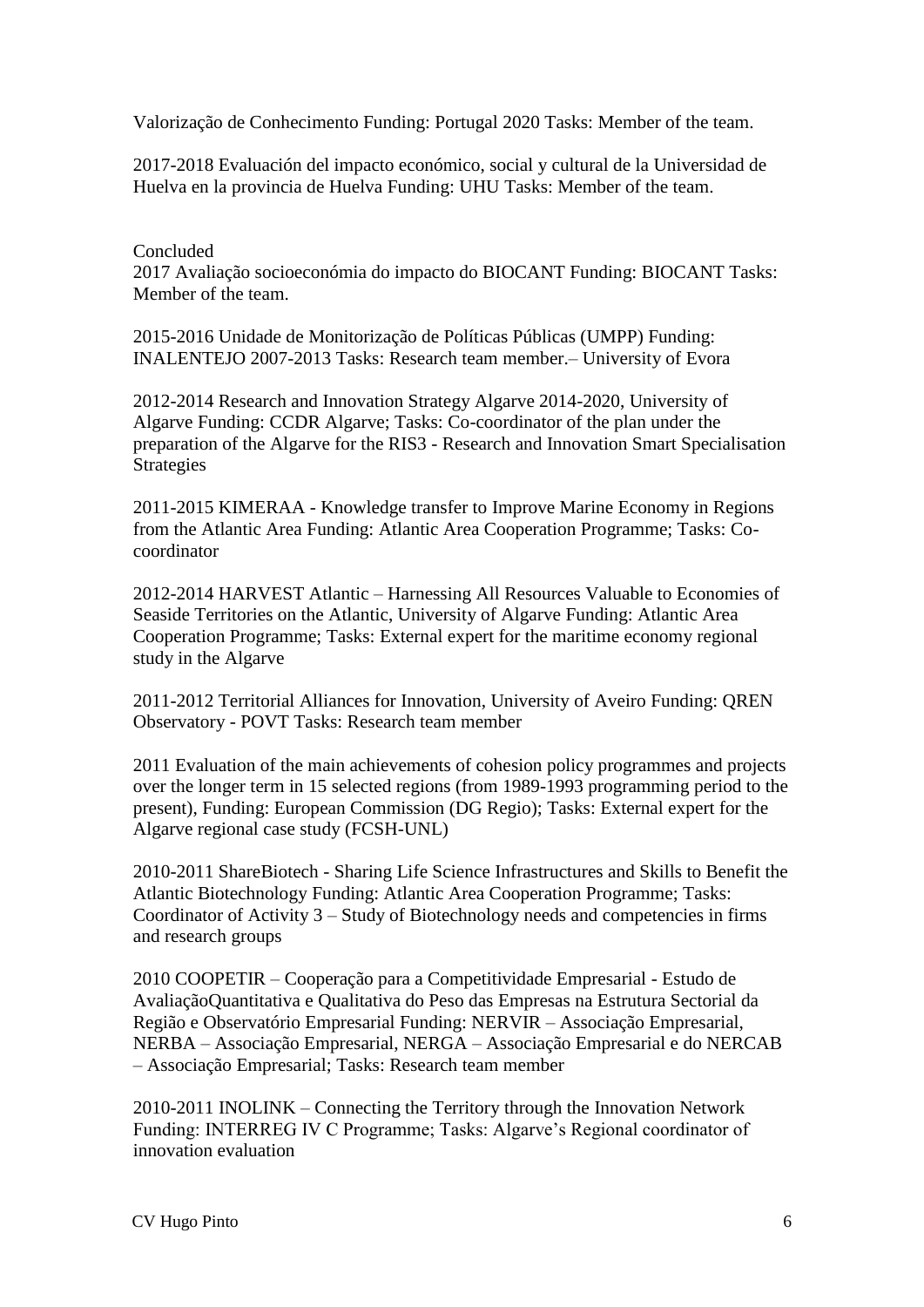Valorização de Conhecimento Funding: Portugal 2020 Tasks: Member of the team.

2017-2018 Evaluación del impacto económico, social y cultural de la Universidad de Huelva en la provincia de Huelva Funding: UHU Tasks: Member of the team.

Concluded

2017 Avaliação socioeconómia do impacto do BIOCANT Funding: BIOCANT Tasks: Member of the team.

2015-2016 Unidade de Monitorização de Políticas Públicas (UMPP) Funding: INALENTEJO 2007-2013 Tasks: Research team member.– University of Evora

2012-2014 Research and Innovation Strategy Algarve 2014-2020, University of Algarve Funding: CCDR Algarve; Tasks: Co-coordinator of the plan under the preparation of the Algarve for the RIS3 - Research and Innovation Smart Specialisation Strategies

2011-2015 KIMERAA - Knowledge transfer to Improve Marine Economy in Regions from the Atlantic Area Funding: Atlantic Area Cooperation Programme; Tasks: Co-coordinator

2012-2014 HARVEST Atlantic – Harnessing All Resources Valuable to Economies of Seaside Territories on the Atlantic, University of Algarve Funding: Atlantic Area Cooperation Programme; Tasks: External expert for the maritime economy regional study in the Algarve

2011-2012 Territorial Alliances for Innovation, University of Aveiro Funding: QREN Observatory - POVT Tasks: Research team member

2011 Evaluation of the main achievements of cohesion policy programmes and projects over the longer term in 15 selected regions (from 1989-1993 programming period to the present), Funding: European Commission (DG Regio); Tasks: External expert for the Algarve regional case study (FCSH-UNL)

2010-2011 ShareBiotech - Sharing Life Science Infrastructures and Skills to Benefit the Atlantic Biotechnology Funding: Atlantic Area Cooperation Programme; Tasks: Coordinator of Activity 3 – Study of Biotechnology needs and competencies in firms and research groups

2010 COOPETIR – Cooperação para a Competitividade Empresarial - Estudo de AvaliaçãoQuantitativa e Qualitativa do Peso das Empresas na Estrutura Sectorial da Região e Observatório Empresarial Funding: NERVIR – Associação Empresarial, NERBA – Associação Empresarial, NERGA – Associação Empresarial e do NERCAB – Associação Empresarial; Tasks: Research team member

2010-2011 INOLINK – Connecting the Territory through the Innovation Network Funding: INTERREG IV C Programme; Tasks: Algarve's Regional coordinator of innovation evaluation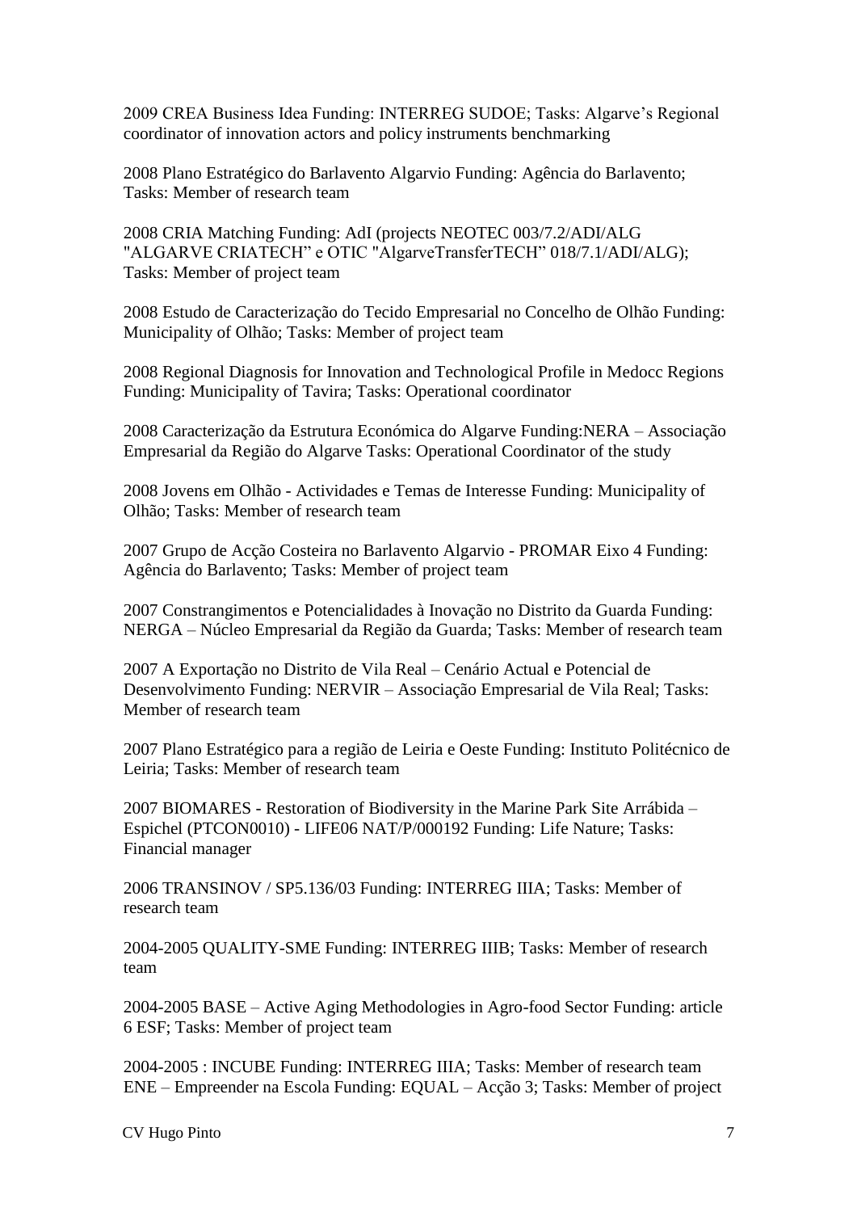2009 CREA Business Idea Funding: INTERREG SUDOE; Tasks: Algarve's Regional coordinator of innovation actors and policy instruments benchmarking

2008 Plano Estratégico do Barlavento Algarvio Funding: Agência do Barlavento; Tasks: Member of research team

2008 CRIA Matching Funding: AdI (projects NEOTEC 003/7.2/ADI/ALG "ALGARVE CRIATECH" e OTIC "AlgarveTransferTECH" 018/7.1/ADI/ALG); Tasks: Member of project team

2008 Estudo de Caracterização do Tecido Empresarial no Concelho de Olhão Funding: Municipality of Olhão; Tasks: Member of project team

2008 Regional Diagnosis for Innovation and Technological Profile in Medocc Regions Funding: Municipality of Tavira; Tasks: Operational coordinator

2008 Caracterização da Estrutura Económica do Algarve Funding:NERA – Associação Empresarial da Região do Algarve Tasks: Operational Coordinator of the study

2008 Jovens em Olhão - Actividades e Temas de Interesse Funding: Municipality of Olhão; Tasks: Member of research team

2007 Grupo de Acção Costeira no Barlavento Algarvio - PROMAR Eixo 4 Funding: Agência do Barlavento; Tasks: Member of project team

2007 Constrangimentos e Potencialidades à Inovação no Distrito da Guarda Funding: NERGA – Núcleo Empresarial da Região da Guarda; Tasks: Member of research team

2007 A Exportação no Distrito de Vila Real – Cenário Actual e Potencial de Desenvolvimento Funding: NERVIR – Associação Empresarial de Vila Real; Tasks: Member of research team

2007 Plano Estratégico para a região de Leiria e Oeste Funding: Instituto Politécnico de Leiria; Tasks: Member of research team

2007 BIOMARES - Restoration of Biodiversity in the Marine Park Site Arrábida – Espichel (PTCON0010) - LIFE06 NAT/P/000192 Funding: Life Nature; Tasks: Financial manager

2006 TRANSINOV / SP5.136/03 Funding: INTERREG IIIA; Tasks: Member of research team

2004-2005 QUALITY-SME Funding: INTERREG IIIB; Tasks: Member of research team

2004-2005 BASE – Active Aging Methodologies in Agro-food Sector Funding: article 6 ESF; Tasks: Member of project team

2004-2005 : INCUBE Funding: INTERREG IIIA; Tasks: Member of research team
ENE – Empreender na Escola Funding: EQUAL – Acção 3; Tasks: Member of project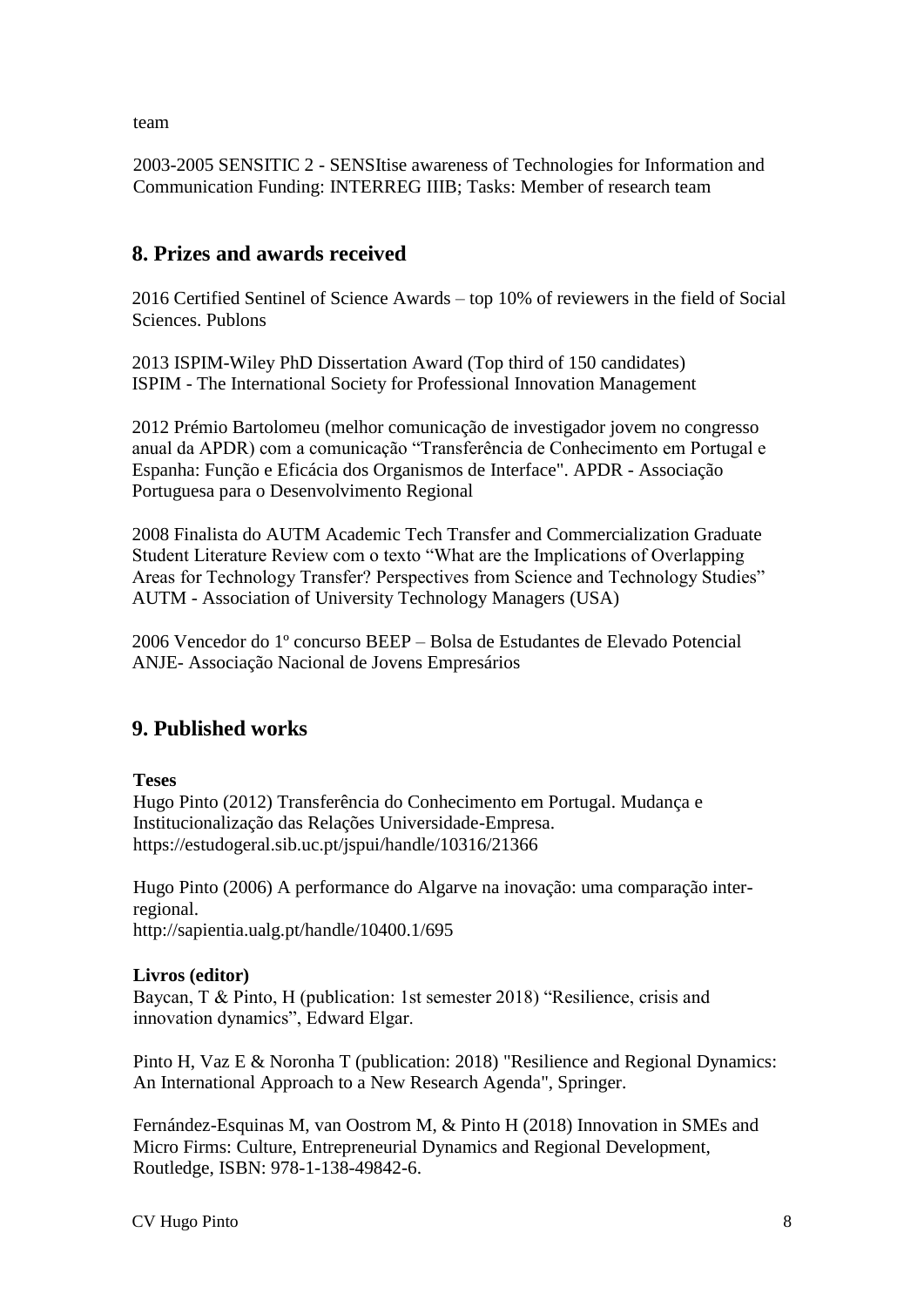team

2003-2005 SENSITIC 2 - SENSItise awareness of Technologies for Information and Communication Funding: INTERREG IIIB; Tasks: Member of research team

## 8. Prizes and awards received

2016 Certified Sentinel of Science Awards – top 10% of reviewers in the field of Social Sciences. Publons

2013 ISPIM-Wiley PhD Dissertation Award (Top third of 150 candidates)
ISPIM - The International Society for Professional Innovation Management

2012 Prémio Bartolomeu (melhor comunicação de investigador jovem no congresso anual da APDR) com a comunicação "Transferência de Conhecimento em Portugal e Espanha: Função e Eficácia dos Organismos de Interface". APDR - Associação Portuguesa para o Desenvolvimento Regional

2008 Finalista do AUTM Academic Tech Transfer and Commercialization Graduate Student Literature Review com o texto "What are the Implications of Overlapping Areas for Technology Transfer? Perspectives from Science and Technology Studies" AUTM - Association of University Technology Managers (USA)

2006 Vencedor do 1º concurso BEEP – Bolsa de Estudantes de Elevado Potencial
ANJE- Associação Nacional de Jovens Empresários

## 9. Published works

**Teses**
Hugo Pinto (2012) Transferência do Conhecimento em Portugal. Mudança e Institucionalização das Relações Universidade-Empresa.
https://estudogeral.sib.uc.pt/jspui/handle/10316/21366

Hugo Pinto (2006) A performance do Algarve na inovação: uma comparação inter-regional.
http://sapientia.ualg.pt/handle/10400.1/695

**Livros (editor)**
Baycan, T & Pinto, H (publication: 1st semester 2018) "Resilience, crisis and innovation dynamics", Edward Elgar.

Pinto H, Vaz E & Noronha T (publication: 2018) "Resilience and Regional Dynamics: An International Approach to a New Research Agenda", Springer.

Fernández-Esquinas M, van Oostrom M, & Pinto H (2018) Innovation in SMEs and Micro Firms: Culture, Entrepreneurial Dynamics and Regional Development, Routledge, ISBN: 978-1-138-49842-6.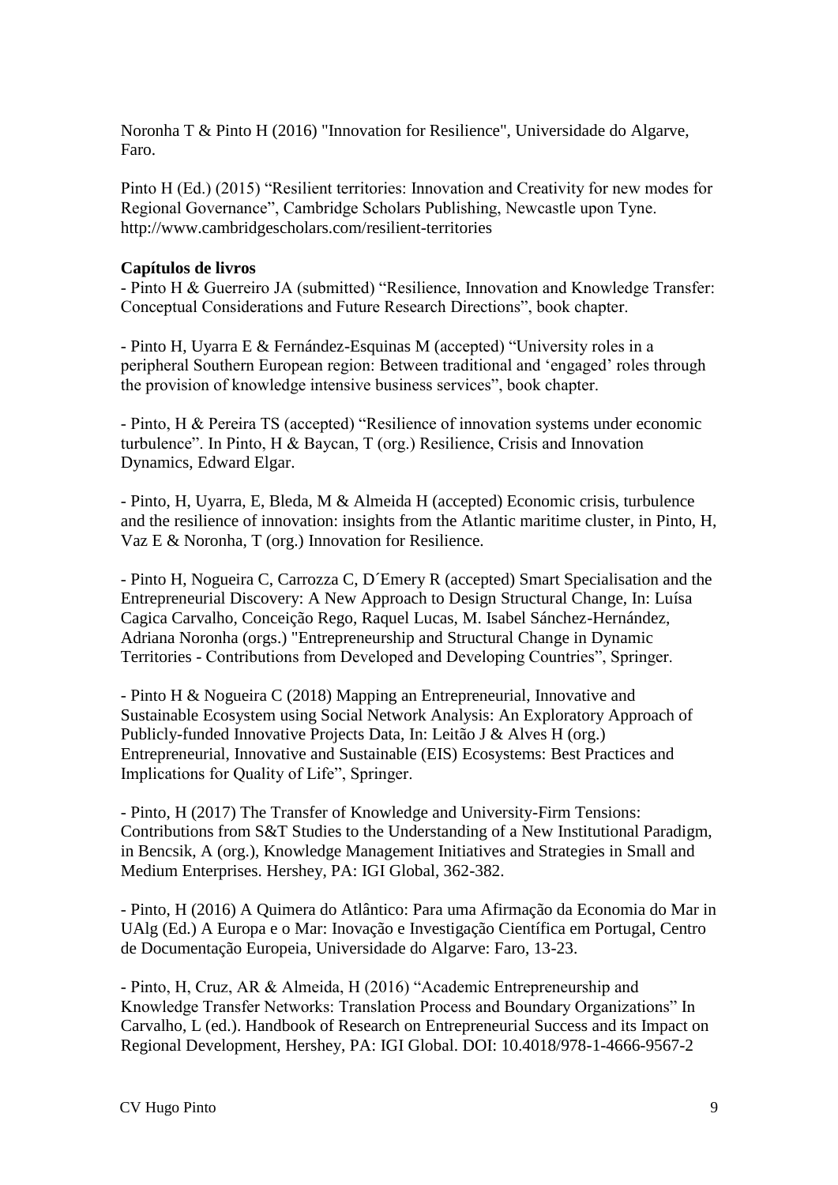Noronha T & Pinto H (2016) "Innovation for Resilience", Universidade do Algarve, Faro.

Pinto H (Ed.) (2015) "Resilient territories: Innovation and Creativity for new modes for Regional Governance", Cambridge Scholars Publishing, Newcastle upon Tyne. http://www.cambridgescholars.com/resilient-territories

**Capítulos de livros**

- Pinto H & Guerreiro JA (submitted) "Resilience, Innovation and Knowledge Transfer: Conceptual Considerations and Future Research Directions", book chapter.

- Pinto H, Uyarra E & Fernández-Esquinas M (accepted) "University roles in a peripheral Southern European region: Between traditional and 'engaged' roles through the provision of knowledge intensive business services", book chapter.

- Pinto, H & Pereira TS (accepted) "Resilience of innovation systems under economic turbulence". In Pinto, H & Baycan, T (org.) Resilience, Crisis and Innovation Dynamics, Edward Elgar.

- Pinto, H, Uyarra, E, Bleda, M & Almeida H (accepted) Economic crisis, turbulence and the resilience of innovation: insights from the Atlantic maritime cluster, in Pinto, H, Vaz E & Noronha, T (org.) Innovation for Resilience.

- Pinto H, Nogueira C, Carrozza C, D´Emery R (accepted) Smart Specialisation and the Entrepreneurial Discovery: A New Approach to Design Structural Change, In: Luísa Cagica Carvalho, Conceição Rego, Raquel Lucas, M. Isabel Sánchez-Hernández, Adriana Noronha (orgs.) "Entrepreneurship and Structural Change in Dynamic Territories - Contributions from Developed and Developing Countries", Springer.

- Pinto H & Nogueira C (2018) Mapping an Entrepreneurial, Innovative and Sustainable Ecosystem using Social Network Analysis: An Exploratory Approach of Publicly-funded Innovative Projects Data, In: Leitão J & Alves H (org.) Entrepreneurial, Innovative and Sustainable (EIS) Ecosystems: Best Practices and Implications for Quality of Life", Springer.

- Pinto, H (2017) The Transfer of Knowledge and University-Firm Tensions: Contributions from S&T Studies to the Understanding of a New Institutional Paradigm, in Bencsik, A (org.), Knowledge Management Initiatives and Strategies in Small and Medium Enterprises. Hershey, PA: IGI Global, 362-382.

- Pinto, H (2016) A Quimera do Atlântico: Para uma Afirmação da Economia do Mar in UAlg (Ed.) A Europa e o Mar: Inovação e Investigação Científica em Portugal, Centro de Documentação Europeia, Universidade do Algarve: Faro, 13-23.

- Pinto, H, Cruz, AR & Almeida, H (2016) "Academic Entrepreneurship and Knowledge Transfer Networks: Translation Process and Boundary Organizations" In Carvalho, L (ed.). Handbook of Research on Entrepreneurial Success and its Impact on Regional Development, Hershey, PA: IGI Global. DOI: 10.4018/978-1-4666-9567-2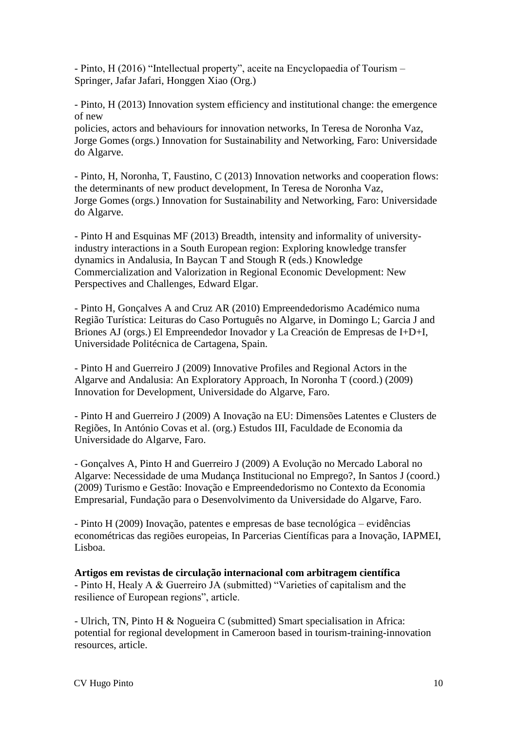- Pinto, H (2016) "Intellectual property", aceite na Encyclopaedia of Tourism – Springer, Jafar Jafari, Honggen Xiao (Org.)

- Pinto, H (2013) Innovation system efficiency and institutional change: the emergence of new
policies, actors and behaviours for innovation networks, In Teresa de Noronha Vaz, Jorge Gomes (orgs.) Innovation for Sustainability and Networking, Faro: Universidade do Algarve.

- Pinto, H, Noronha, T, Faustino, C (2013) Innovation networks and cooperation flows: the determinants of new product development, In Teresa de Noronha Vaz, Jorge Gomes (orgs.) Innovation for Sustainability and Networking, Faro: Universidade do Algarve.

- Pinto H and Esquinas MF (2013) Breadth, intensity and informality of university-industry interactions in a South European region: Exploring knowledge transfer dynamics in Andalusia, In Baycan T and Stough R (eds.) Knowledge Commercialization and Valorization in Regional Economic Development: New Perspectives and Challenges, Edward Elgar.

- Pinto H, Gonçalves A and Cruz AR (2010) Empreendedorismo Académico numa Região Turística: Leituras do Caso Português no Algarve, in Domingo L; Garcia J and Briones AJ (orgs.) El Empreendedor Inovador y La Creación de Empresas de I+D+I, Universidade Politécnica de Cartagena, Spain.

- Pinto H and Guerreiro J (2009) Innovative Profiles and Regional Actors in the Algarve and Andalusia: An Exploratory Approach, In Noronha T (coord.) (2009) Innovation for Development, Universidade do Algarve, Faro.

- Pinto H and Guerreiro J (2009) A Inovação na EU: Dimensões Latentes e Clusters de Regiões, In António Covas et al. (org.) Estudos III, Faculdade de Economia da Universidade do Algarve, Faro.

- Gonçalves A, Pinto H and Guerreiro J (2009) A Evolução no Mercado Laboral no Algarve: Necessidade de uma Mudança Institucional no Emprego?, In Santos J (coord.) (2009) Turismo e Gestão: Inovação e Empreendedorismo no Contexto da Economia Empresarial, Fundação para o Desenvolvimento da Universidade do Algarve, Faro.

- Pinto H (2009) Inovação, patentes e empresas de base tecnológica – evidências econométricas das regiões europeias, In Parcerias Científicas para a Inovação, IAPMEI, Lisboa.

**Artigos em revistas de circulação internacional com arbitragem científica**

- Pinto H, Healy A & Guerreiro JA (submitted) "Varieties of capitalism and the resilience of European regions", article.

- Ulrich, TN, Pinto H & Nogueira C (submitted) Smart specialisation in Africa: potential for regional development in Cameroon based in tourism-training-innovation resources, article.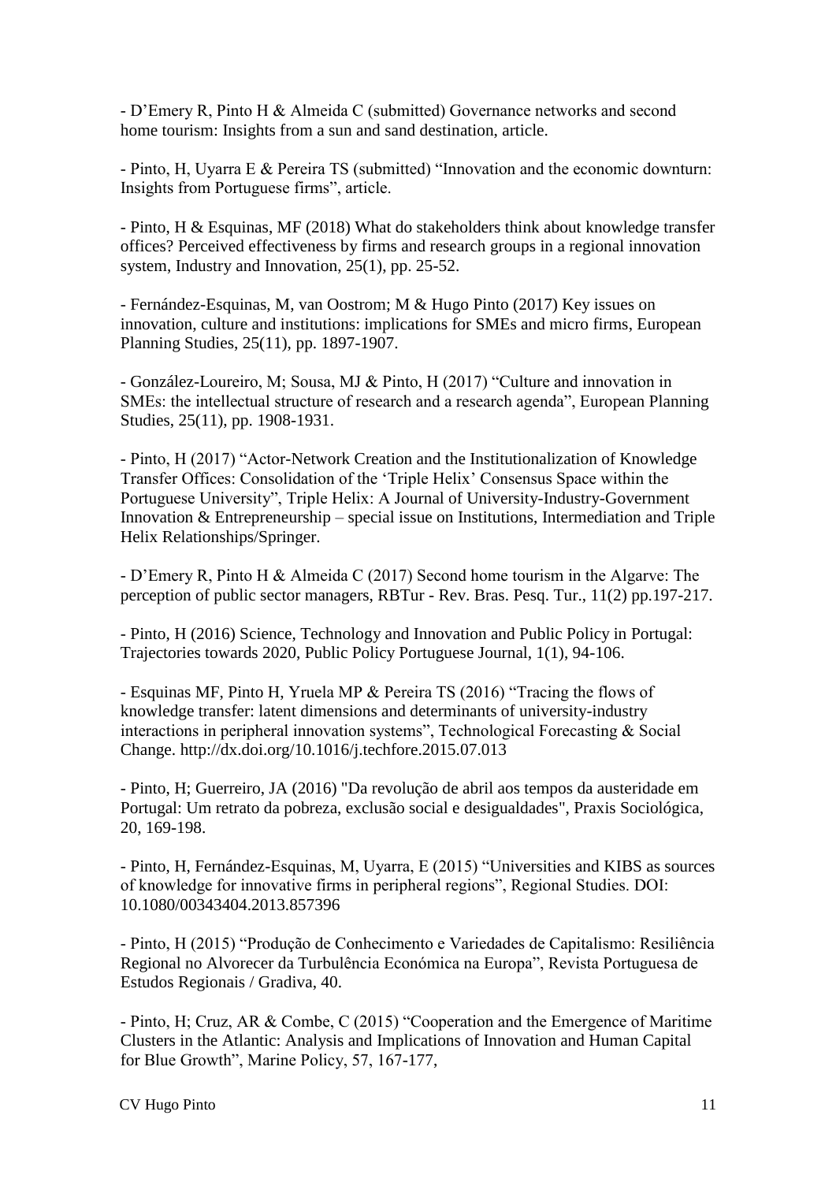- D'Emery R, Pinto H & Almeida C (submitted) Governance networks and second home tourism: Insights from a sun and sand destination, article.

- Pinto, H, Uyarra E & Pereira TS (submitted) "Innovation and the economic downturn: Insights from Portuguese firms", article.

- Pinto, H & Esquinas, MF (2018) What do stakeholders think about knowledge transfer offices? Perceived effectiveness by firms and research groups in a regional innovation system, Industry and Innovation, 25(1), pp. 25-52.

- Fernández-Esquinas, M, van Oostrom; M & Hugo Pinto (2017) Key issues on innovation, culture and institutions: implications for SMEs and micro firms, European Planning Studies, 25(11), pp. 1897-1907.

- González-Loureiro, M; Sousa, MJ & Pinto, H (2017) "Culture and innovation in SMEs: the intellectual structure of research and a research agenda", European Planning Studies, 25(11), pp. 1908-1931.

- Pinto, H (2017) "Actor-Network Creation and the Institutionalization of Knowledge Transfer Offices: Consolidation of the 'Triple Helix' Consensus Space within the Portuguese University", Triple Helix: A Journal of University-Industry-Government Innovation & Entrepreneurship – special issue on Institutions, Intermediation and Triple Helix Relationships/Springer.

- D'Emery R, Pinto H & Almeida C (2017) Second home tourism in the Algarve: The perception of public sector managers, RBTur - Rev. Bras. Pesq. Tur., 11(2) pp.197-217.

- Pinto, H (2016) Science, Technology and Innovation and Public Policy in Portugal: Trajectories towards 2020, Public Policy Portuguese Journal, 1(1), 94-106.

- Esquinas MF, Pinto H, Yruela MP & Pereira TS (2016) "Tracing the flows of knowledge transfer: latent dimensions and determinants of university-industry interactions in peripheral innovation systems", Technological Forecasting & Social Change. http://dx.doi.org/10.1016/j.techfore.2015.07.013

- Pinto, H; Guerreiro, JA (2016) "Da revolução de abril aos tempos da austeridade em Portugal: Um retrato da pobreza, exclusão social e desigualdades", Praxis Sociológica, 20, 169-198.

- Pinto, H, Fernández-Esquinas, M, Uyarra, E (2015) "Universities and KIBS as sources of knowledge for innovative firms in peripheral regions", Regional Studies. DOI: 10.1080/00343404.2013.857396

- Pinto, H (2015) "Produção de Conhecimento e Variedades de Capitalismo: Resiliência Regional no Alvorecer da Turbulência Económica na Europa", Revista Portuguesa de Estudos Regionais / Gradiva, 40.

- Pinto, H; Cruz, AR & Combe, C (2015) "Cooperation and the Emergence of Maritime Clusters in the Atlantic: Analysis and Implications of Innovation and Human Capital for Blue Growth", Marine Policy, 57, 167-177,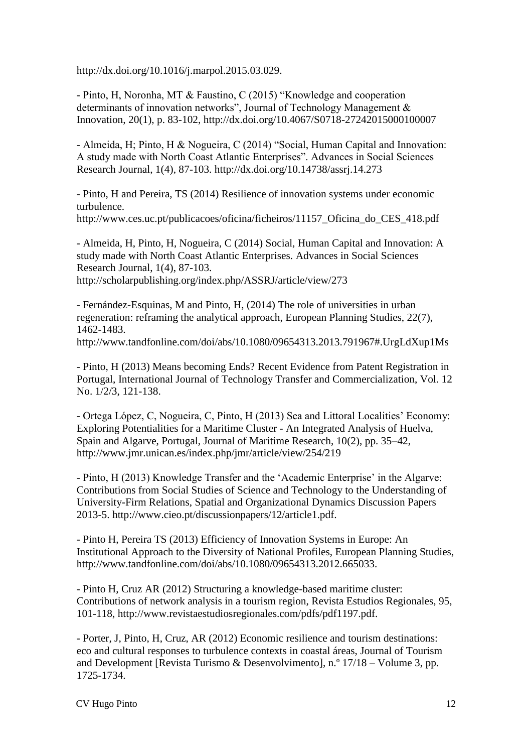http://dx.doi.org/10.1016/j.marpol.2015.03.029.

- Pinto, H, Noronha, MT & Faustino, C (2015) "Knowledge and cooperation determinants of innovation networks", Journal of Technology Management & Innovation, 20(1), p. 83-102, http://dx.doi.org/10.4067/S0718-27242015000100007

- Almeida, H; Pinto, H & Nogueira, C (2014) "Social, Human Capital and Innovation: A study made with North Coast Atlantic Enterprises". Advances in Social Sciences Research Journal, 1(4), 87-103. http://dx.doi.org/10.14738/assrj.14.273

- Pinto, H and Pereira, TS (2014) Resilience of innovation systems under economic turbulence. http://www.ces.uc.pt/publicacoes/oficina/ficheiros/11157_Oficina_do_CES_418.pdf

- Almeida, H, Pinto, H, Nogueira, C (2014) Social, Human Capital and Innovation: A study made with North Coast Atlantic Enterprises. Advances in Social Sciences Research Journal, 1(4), 87-103. http://scholarpublishing.org/index.php/ASSRJ/article/view/273

- Fernández-Esquinas, M and Pinto, H, (2014) The role of universities in urban regeneration: reframing the analytical approach, European Planning Studies, 22(7), 1462-1483. http://www.tandfonline.com/doi/abs/10.1080/09654313.2013.791967#.UrgLdXup1Ms

- Pinto, H (2013) Means becoming Ends? Recent Evidence from Patent Registration in Portugal, International Journal of Technology Transfer and Commercialization, Vol. 12 No. 1/2/3, 121-138.

- Ortega López, C, Nogueira, C, Pinto, H (2013) Sea and Littoral Localities' Economy: Exploring Potentialities for a Maritime Cluster - An Integrated Analysis of Huelva, Spain and Algarve, Portugal, Journal of Maritime Research, 10(2), pp. 35–42, http://www.jmr.unican.es/index.php/jmr/article/view/254/219

- Pinto, H (2013) Knowledge Transfer and the 'Academic Enterprise' in the Algarve: Contributions from Social Studies of Science and Technology to the Understanding of University-Firm Relations, Spatial and Organizational Dynamics Discussion Papers 2013-5. http://www.cieo.pt/discussionpapers/12/article1.pdf.

- Pinto H, Pereira TS (2013) Efficiency of Innovation Systems in Europe: An Institutional Approach to the Diversity of National Profiles, European Planning Studies, http://www.tandfonline.com/doi/abs/10.1080/09654313.2012.665033.

- Pinto H, Cruz AR (2012) Structuring a knowledge-based maritime cluster: Contributions of network analysis in a tourism region, Revista Estudios Regionales, 95, 101-118, http://www.revistaestudiosregionales.com/pdfs/pdf1197.pdf.

- Porter, J, Pinto, H, Cruz, AR (2012) Economic resilience and tourism destinations: eco and cultural responses to turbulence contexts in coastal áreas, Journal of Tourism and Development [Revista Turismo & Desenvolvimento], n.º 17/18 – Volume 3, pp. 1725-1734.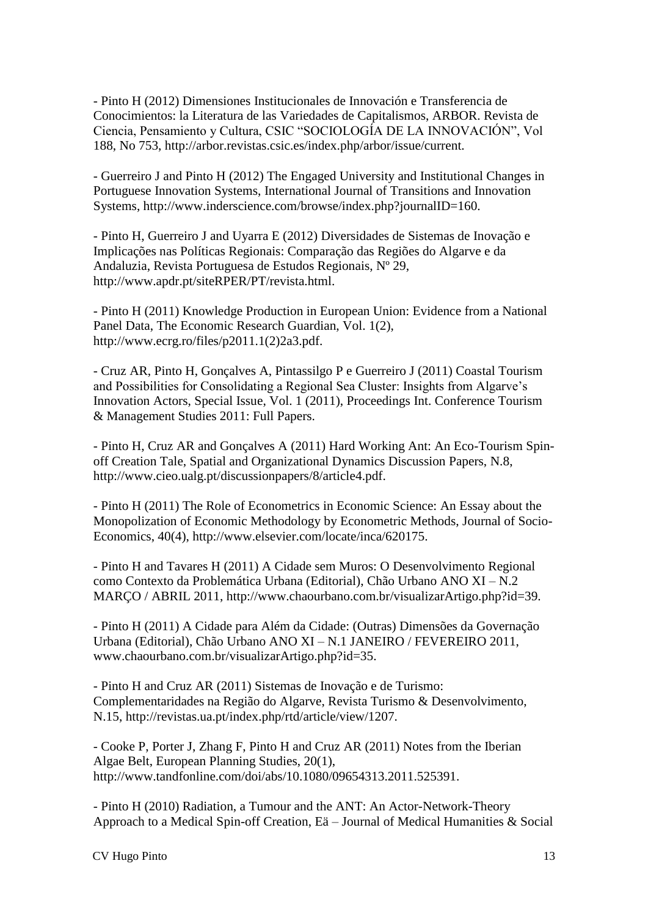- Pinto H (2012) Dimensiones Institucionales de Innovación e Transferencia de Conocimientos: la Literatura de las Variedades de Capitalismos, ARBOR. Revista de Ciencia, Pensamiento y Cultura, CSIC "SOCIOLOGÍA DE LA INNOVACIÓN", Vol 188, No 753, http://arbor.revistas.csic.es/index.php/arbor/issue/current.

- Guerreiro J and Pinto H (2012) The Engaged University and Institutional Changes in Portuguese Innovation Systems, International Journal of Transitions and Innovation Systems, http://www.inderscience.com/browse/index.php?journalID=160.

- Pinto H, Guerreiro J and Uyarra E (2012) Diversidades de Sistemas de Inovação e Implicações nas Políticas Regionais: Comparação das Regiões do Algarve e da Andaluzia, Revista Portuguesa de Estudos Regionais, Nº 29, http://www.apdr.pt/siteRPER/PT/revista.html.

- Pinto H (2011) Knowledge Production in European Union: Evidence from a National Panel Data, The Economic Research Guardian, Vol. 1(2), http://www.ecrg.ro/files/p2011.1(2)2a3.pdf.

- Cruz AR, Pinto H, Gonçalves A, Pintassilgo P e Guerreiro J (2011) Coastal Tourism and Possibilities for Consolidating a Regional Sea Cluster: Insights from Algarve's Innovation Actors, Special Issue, Vol. 1 (2011), Proceedings Int. Conference Tourism & Management Studies 2011: Full Papers.

- Pinto H, Cruz AR and Gonçalves A (2011) Hard Working Ant: An Eco-Tourism Spin-off Creation Tale, Spatial and Organizational Dynamics Discussion Papers, N.8, http://www.cieo.ualg.pt/discussionpapers/8/article4.pdf.

- Pinto H (2011) The Role of Econometrics in Economic Science: An Essay about the Monopolization of Economic Methodology by Econometric Methods, Journal of Socio-Economics, 40(4), http://www.elsevier.com/locate/inca/620175.

- Pinto H and Tavares H (2011) A Cidade sem Muros: O Desenvolvimento Regional como Contexto da Problemática Urbana (Editorial), Chão Urbano ANO XI – N.2 MARÇO / ABRIL 2011, http://www.chaourbano.com.br/visualizarArtigo.php?id=39.

- Pinto H (2011) A Cidade para Além da Cidade: (Outras) Dimensões da Governação Urbana (Editorial), Chão Urbano ANO XI – N.1 JANEIRO / FEVEREIRO 2011, www.chaourbano.com.br/visualizarArtigo.php?id=35.

- Pinto H and Cruz AR (2011) Sistemas de Inovação e de Turismo: Complementaridades na Região do Algarve, Revista Turismo & Desenvolvimento, N.15, http://revistas.ua.pt/index.php/rtd/article/view/1207.

- Cooke P, Porter J, Zhang F, Pinto H and Cruz AR (2011) Notes from the Iberian Algae Belt, European Planning Studies, 20(1), http://www.tandfonline.com/doi/abs/10.1080/09654313.2011.525391.

- Pinto H (2010) Radiation, a Tumour and the ANT: An Actor-Network-Theory Approach to a Medical Spin-off Creation, Eä – Journal of Medical Humanities & Social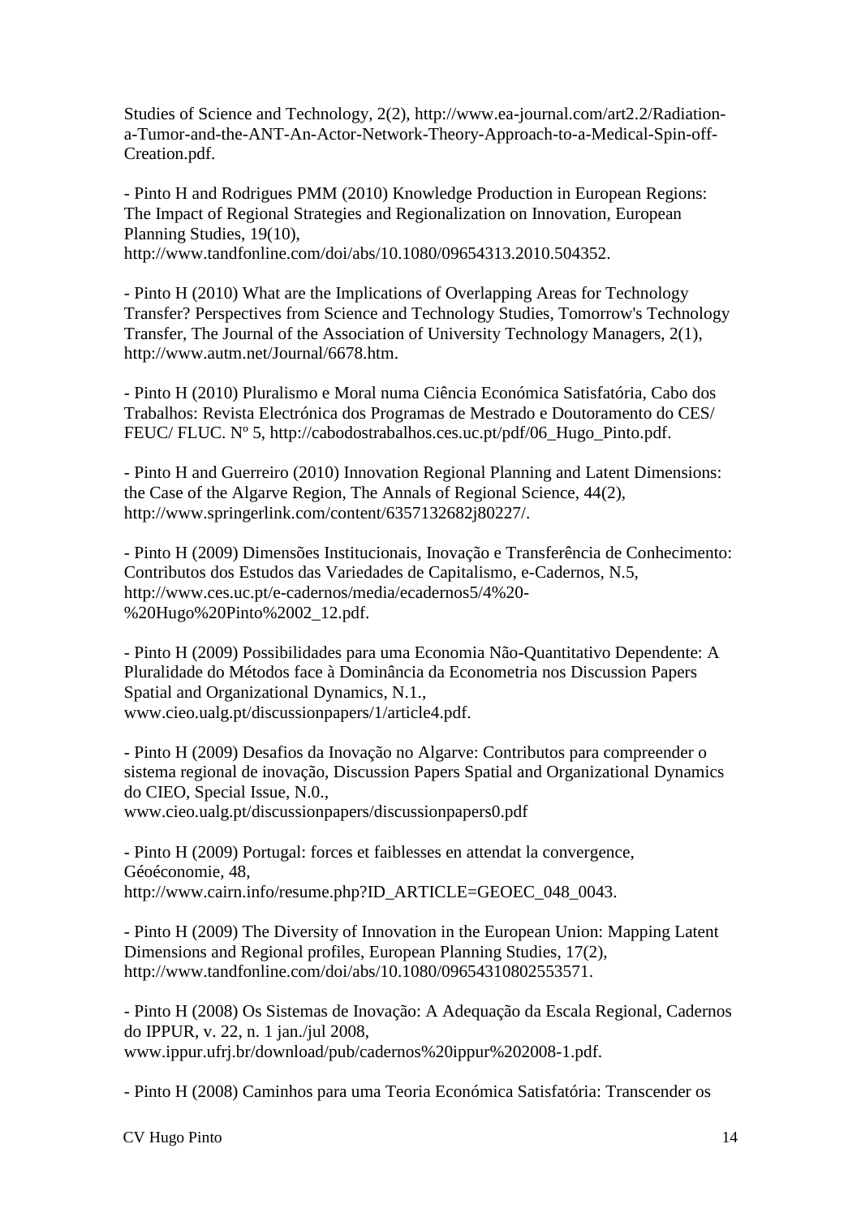Studies of Science and Technology, 2(2), http://www.ea-journal.com/art2.2/Radiation-a-Tumor-and-the-ANT-An-Actor-Network-Theory-Approach-to-a-Medical-Spin-off-Creation.pdf.

- Pinto H and Rodrigues PMM (2010) Knowledge Production in European Regions: The Impact of Regional Strategies and Regionalization on Innovation, European Planning Studies, 19(10), http://www.tandfonline.com/doi/abs/10.1080/09654313.2010.504352.

- Pinto H (2010) What are the Implications of Overlapping Areas for Technology Transfer? Perspectives from Science and Technology Studies, Tomorrow's Technology Transfer, The Journal of the Association of University Technology Managers, 2(1), http://www.autm.net/Journal/6678.htm.

- Pinto H (2010) Pluralismo e Moral numa Ciência Económica Satisfatória, Cabo dos Trabalhos: Revista Electrónica dos Programas de Mestrado e Doutoramento do CES/ FEUC/ FLUC. Nº 5, http://cabodostrabalhos.ces.uc.pt/pdf/06_Hugo_Pinto.pdf.

- Pinto H and Guerreiro (2010) Innovation Regional Planning and Latent Dimensions: the Case of the Algarve Region, The Annals of Regional Science, 44(2), http://www.springerlink.com/content/6357132682j80227/.

- Pinto H (2009) Dimensões Institucionais, Inovação e Transferência de Conhecimento: Contributos dos Estudos das Variedades de Capitalismo, e-Cadernos, N.5, http://www.ces.uc.pt/e-cadernos/media/ecadernos5/4%20-%20Hugo%20Pinto%2002_12.pdf.

- Pinto H (2009) Possibilidades para uma Economia Não-Quantitativo Dependente: A Pluralidade do Métodos face à Dominância da Econometria nos Discussion Papers Spatial and Organizational Dynamics, N.1., www.cieo.ualg.pt/discussionpapers/1/article4.pdf.

- Pinto H (2009) Desafios da Inovação no Algarve: Contributos para compreender o sistema regional de inovação, Discussion Papers Spatial and Organizational Dynamics do CIEO, Special Issue, N.0., www.cieo.ualg.pt/discussionpapers/discussionpapers0.pdf

- Pinto H (2009) Portugal: forces et faiblesses en attendat la convergence, Géoéconomie, 48, http://www.cairn.info/resume.php?ID_ARTICLE=GEOEC_048_0043.

- Pinto H (2009) The Diversity of Innovation in the European Union: Mapping Latent Dimensions and Regional profiles, European Planning Studies, 17(2), http://www.tandfonline.com/doi/abs/10.1080/09654310802553571.

- Pinto H (2008) Os Sistemas de Inovação: A Adequação da Escala Regional, Cadernos do IPPUR, v. 22, n. 1 jan./jul 2008, www.ippur.ufrj.br/download/pub/cadernos%20ippur%202008-1.pdf.

- Pinto H (2008) Caminhos para uma Teoria Económica Satisfatória: Transcender os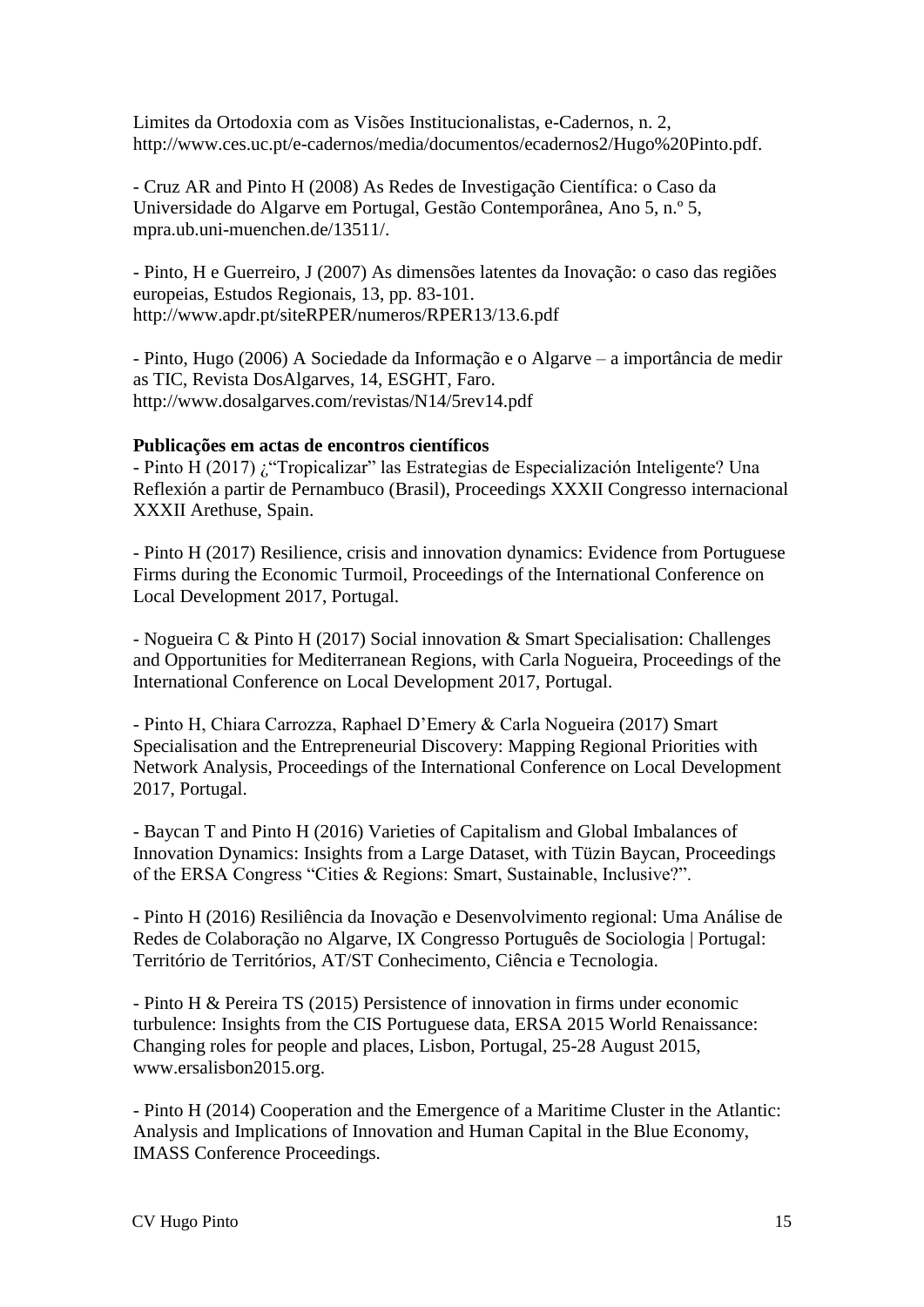Limites da Ortodoxia com as Visões Institucionalistas, e-Cadernos, n. 2, http://www.ces.uc.pt/e-cadernos/media/documentos/ecadernos2/Hugo%20Pinto.pdf.

- Cruz AR and Pinto H (2008) As Redes de Investigação Científica: o Caso da Universidade do Algarve em Portugal, Gestão Contemporânea, Ano 5, n.º 5, mpra.ub.uni-muenchen.de/13511/.

- Pinto, H e Guerreiro, J (2007) As dimensões latentes da Inovação: o caso das regiões europeias, Estudos Regionais, 13, pp. 83-101. http://www.apdr.pt/siteRPER/numeros/RPER13/13.6.pdf

- Pinto, Hugo (2006) A Sociedade da Informação e o Algarve – a importância de medir as TIC, Revista DosAlgarves, 14, ESGHT, Faro. http://www.dosalgarves.com/revistas/N14/5rev14.pdf

**Publicações em actas de encontros científicos**

- Pinto H (2017) ¿"Tropicalizar" las Estrategias de Especialización Inteligente? Una Reflexión a partir de Pernambuco (Brasil), Proceedings XXXII Congresso internacional XXXII Arethuse, Spain.

- Pinto H (2017) Resilience, crisis and innovation dynamics: Evidence from Portuguese Firms during the Economic Turmoil, Proceedings of the International Conference on Local Development 2017, Portugal.

- Nogueira C & Pinto H (2017) Social innovation & Smart Specialisation: Challenges and Opportunities for Mediterranean Regions, with Carla Nogueira, Proceedings of the International Conference on Local Development 2017, Portugal.

- Pinto H, Chiara Carrozza, Raphael D'Emery & Carla Nogueira (2017) Smart Specialisation and the Entrepreneurial Discovery: Mapping Regional Priorities with Network Analysis, Proceedings of the International Conference on Local Development 2017, Portugal.

- Baycan T and Pinto H (2016) Varieties of Capitalism and Global Imbalances of Innovation Dynamics: Insights from a Large Dataset, with Tüzin Baycan, Proceedings of the ERSA Congress "Cities & Regions: Smart, Sustainable, Inclusive?".

- Pinto H (2016) Resiliência da Inovação e Desenvolvimento regional: Uma Análise de Redes de Colaboração no Algarve, IX Congresso Português de Sociologia | Portugal: Território de Territórios, AT/ST Conhecimento, Ciência e Tecnologia.

- Pinto H & Pereira TS (2015) Persistence of innovation in firms under economic turbulence: Insights from the CIS Portuguese data, ERSA 2015 World Renaissance: Changing roles for people and places, Lisbon, Portugal, 25-28 August 2015, www.ersalisbon2015.org.

- Pinto H (2014) Cooperation and the Emergence of a Maritime Cluster in the Atlantic: Analysis and Implications of Innovation and Human Capital in the Blue Economy, IMASS Conference Proceedings.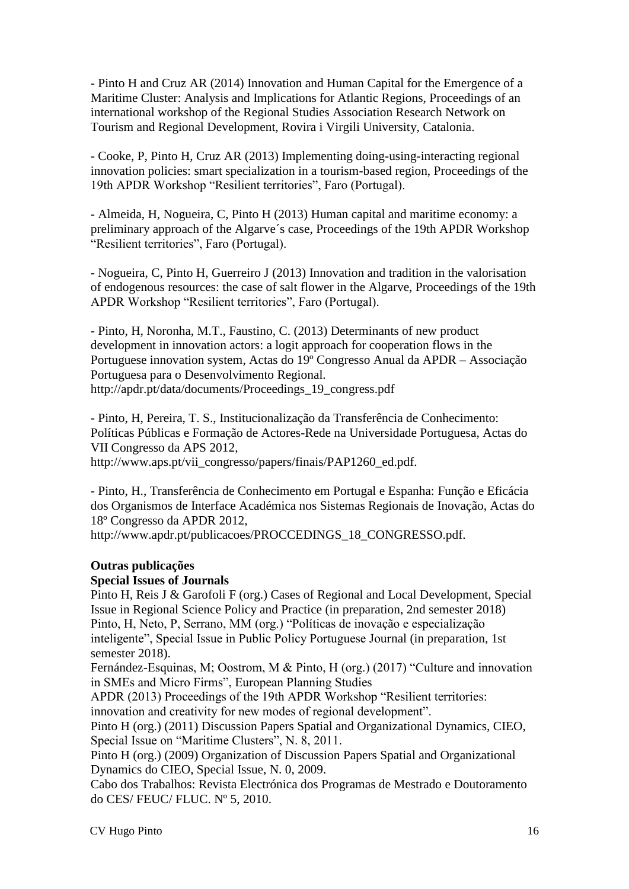- Pinto H and Cruz AR (2014) Innovation and Human Capital for the Emergence of a Maritime Cluster: Analysis and Implications for Atlantic Regions, Proceedings of an international workshop of the Regional Studies Association Research Network on Tourism and Regional Development, Rovira i Virgili University, Catalonia.

- Cooke, P, Pinto H, Cruz AR (2013) Implementing doing-using-interacting regional innovation policies: smart specialization in a tourism-based region, Proceedings of the 19th APDR Workshop "Resilient territories", Faro (Portugal).

- Almeida, H, Nogueira, C, Pinto H (2013) Human capital and maritime economy: a preliminary approach of the Algarve´s case, Proceedings of the 19th APDR Workshop "Resilient territories", Faro (Portugal).

- Nogueira, C, Pinto H, Guerreiro J (2013) Innovation and tradition in the valorisation of endogenous resources: the case of salt flower in the Algarve, Proceedings of the 19th APDR Workshop "Resilient territories", Faro (Portugal).

- Pinto, H, Noronha, M.T., Faustino, C. (2013) Determinants of new product development in innovation actors: a logit approach for cooperation flows in the Portuguese innovation system, Actas do 19º Congresso Anual da APDR – Associação Portuguesa para o Desenvolvimento Regional. http://apdr.pt/data/documents/Proceedings_19_congress.pdf

- Pinto, H, Pereira, T. S., Institucionalização da Transferência de Conhecimento: Políticas Públicas e Formação de Actores-Rede na Universidade Portuguesa, Actas do VII Congresso da APS 2012, http://www.aps.pt/vii_congresso/papers/finais/PAP1260_ed.pdf.

- Pinto, H., Transferência de Conhecimento em Portugal e Espanha: Função e Eficácia dos Organismos de Interface Académica nos Sistemas Regionais de Inovação, Actas do 18º Congresso da APDR 2012, http://www.apdr.pt/publicacoes/PROCCEDINGS_18_CONGRESSO.pdf.

**Outras publicações**

**Special Issues of Journals**

Pinto H, Reis J & Garofoli F (org.) Cases of Regional and Local Development, Special Issue in Regional Science Policy and Practice (in preparation, 2nd semester 2018)
Pinto, H, Neto, P, Serrano, MM (org.) "Políticas de inovação e especialização inteligente", Special Issue in Public Policy Portuguese Journal (in preparation, 1st semester 2018).
Fernández-Esquinas, M; Oostrom, M & Pinto, H (org.) (2017) "Culture and innovation in SMEs and Micro Firms", European Planning Studies
APDR (2013) Proceedings of the 19th APDR Workshop "Resilient territories: innovation and creativity for new modes of regional development".
Pinto H (org.) (2011) Discussion Papers Spatial and Organizational Dynamics, CIEO, Special Issue on "Maritime Clusters", N. 8, 2011.
Pinto H (org.) (2009) Organization of Discussion Papers Spatial and Organizational Dynamics do CIEO, Special Issue, N. 0, 2009.
Cabo dos Trabalhos: Revista Electrónica dos Programas de Mestrado e Doutoramento do CES/ FEUC/ FLUC. Nº 5, 2010.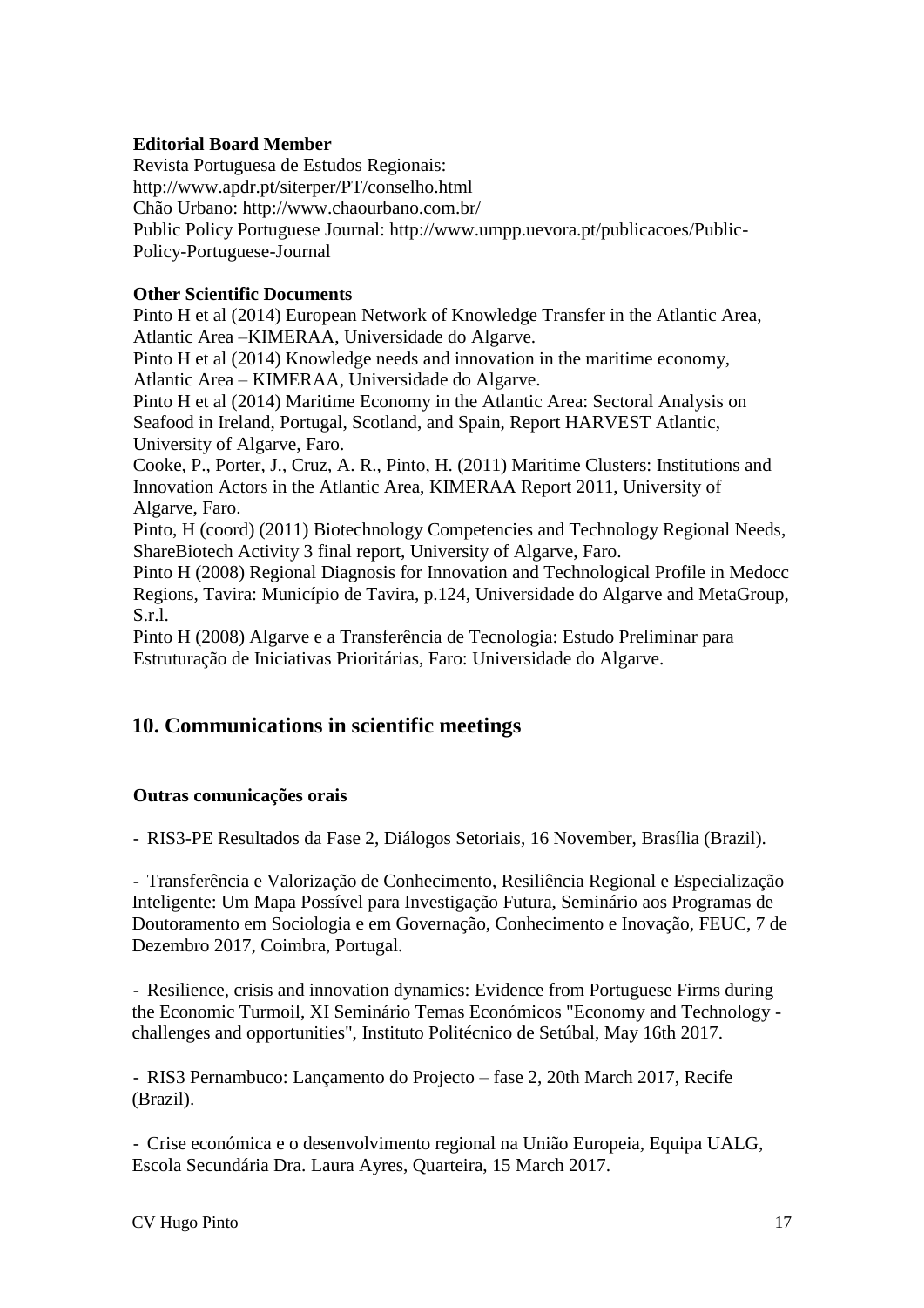**Editorial Board Member**

Revista Portuguesa de Estudos Regionais:
http://www.apdr.pt/siterper/PT/conselho.html
Chão Urbano: http://www.chaourbano.com.br/
Public Policy Portuguese Journal: http://www.umpp.uevora.pt/publicacoes/Public-Policy-Portuguese-Journal

**Other Scientific Documents**

Pinto H et al (2014) European Network of Knowledge Transfer in the Atlantic Area, Atlantic Area –KIMERAA, Universidade do Algarve.
Pinto H et al (2014) Knowledge needs and innovation in the maritime economy, Atlantic Area – KIMERAA, Universidade do Algarve.
Pinto H et al (2014) Maritime Economy in the Atlantic Area: Sectoral Analysis on Seafood in Ireland, Portugal, Scotland, and Spain, Report HARVEST Atlantic, University of Algarve, Faro.
Cooke, P., Porter, J., Cruz, A. R., Pinto, H. (2011) Maritime Clusters: Institutions and Innovation Actors in the Atlantic Area, KIMERAA Report 2011, University of Algarve, Faro.
Pinto, H (coord) (2011) Biotechnology Competencies and Technology Regional Needs, ShareBiotech Activity 3 final report, University of Algarve, Faro.
Pinto H (2008) Regional Diagnosis for Innovation and Technological Profile in Medocc Regions, Tavira: Município de Tavira, p.124, Universidade do Algarve and MetaGroup, S.r.l.
Pinto H (2008) Algarve e a Transferência de Tecnologia: Estudo Preliminar para Estruturação de Iniciativas Prioritárias, Faro: Universidade do Algarve.

## 10. Communications in scientific meetings

**Outras comunicações orais**

- RIS3-PE Resultados da Fase 2, Diálogos Setoriais, 16 November, Brasília (Brazil).

- Transferência e Valorização de Conhecimento, Resiliência Regional e Especialização Inteligente: Um Mapa Possível para Investigação Futura, Seminário aos Programas de Doutoramento em Sociologia e em Governação, Conhecimento e Inovação, FEUC, 7 de Dezembro 2017, Coimbra, Portugal.

- Resilience, crisis and innovation dynamics: Evidence from Portuguese Firms during the Economic Turmoil, XI Seminário Temas Económicos "Economy and Technology - challenges and opportunities", Instituto Politécnico de Setúbal, May 16th 2017.

- RIS3 Pernambuco: Lançamento do Projecto – fase 2, 20th March 2017, Recife (Brazil).

- Crise económica e o desenvolvimento regional na União Europeia, Equipa UALG, Escola Secundária Dra. Laura Ayres, Quarteira, 15 March 2017.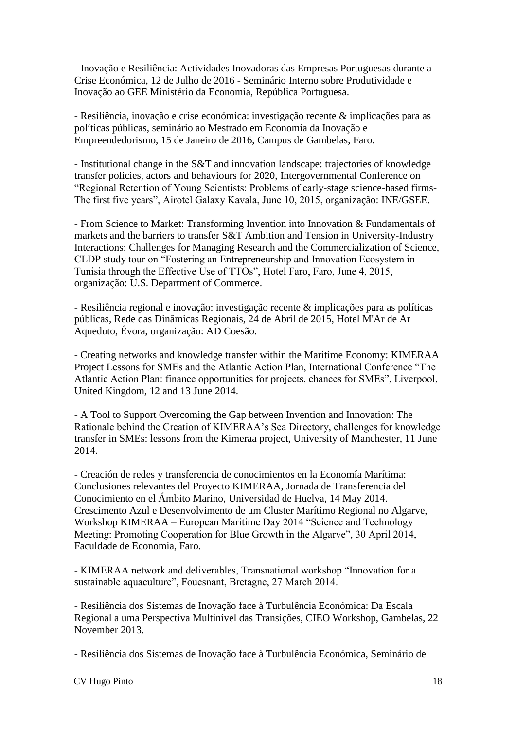- Inovação e Resiliência: Actividades Inovadoras das Empresas Portuguesas durante a Crise Económica, 12 de Julho de 2016 - Seminário Interno sobre Produtividade e Inovação ao GEE Ministério da Economia, República Portuguesa.

- Resiliência, inovação e crise económica: investigação recente & implicações para as políticas públicas, seminário ao Mestrado em Economia da Inovação e Empreendedorismo, 15 de Janeiro de 2016, Campus de Gambelas, Faro.

- Institutional change in the S&T and innovation landscape: trajectories of knowledge transfer policies, actors and behaviours for 2020, Intergovernmental Conference on "Regional Retention of Young Scientists: Problems of early-stage science-based firms- The first five years", Airotel Galaxy Kavala, June 10, 2015, organização: INE/GSEE.

- From Science to Market: Transforming Invention into Innovation & Fundamentals of markets and the barriers to transfer S&T Ambition and Tension in University-Industry Interactions: Challenges for Managing Research and the Commercialization of Science, CLDP study tour on "Fostering an Entrepreneurship and Innovation Ecosystem in Tunisia through the Effective Use of TTOs", Hotel Faro, Faro, June 4, 2015, organização: U.S. Department of Commerce.

- Resiliência regional e inovação: investigação recente & implicações para as políticas públicas, Rede das Dinâmicas Regionais, 24 de Abril de 2015, Hotel M'Ar de Ar Aqueduto, Évora, organização: AD Coesão.

- Creating networks and knowledge transfer within the Maritime Economy: KIMERAA Project Lessons for SMEs and the Atlantic Action Plan, International Conference "The Atlantic Action Plan: finance opportunities for projects, chances for SMEs", Liverpool, United Kingdom, 12 and 13 June 2014.

- A Tool to Support Overcoming the Gap between Invention and Innovation: The Rationale behind the Creation of KIMERAA's Sea Directory, challenges for knowledge transfer in SMEs: lessons from the Kimeraa project, University of Manchester, 11 June 2014.

- Creación de redes y transferencia de conocimientos en la Economía Marítima: Conclusiones relevantes del Proyecto KIMERAA, Jornada de Transferencia del Conocimiento en el Ámbito Marino, Universidad de Huelva, 14 May 2014. Crescimento Azul e Desenvolvimento de um Cluster Marítimo Regional no Algarve, Workshop KIMERAA – European Maritime Day 2014 "Science and Technology Meeting: Promoting Cooperation for Blue Growth in the Algarve", 30 April 2014, Faculdade de Economia, Faro.

- KIMERAA network and deliverables, Transnational workshop "Innovation for a sustainable aquaculture", Fouesnant, Bretagne, 27 March 2014.

- Resiliência dos Sistemas de Inovação face à Turbulência Económica: Da Escala Regional a uma Perspectiva Multinível das Transições, CIEO Workshop, Gambelas, 22 November 2013.

- Resiliência dos Sistemas de Inovação face à Turbulência Económica, Seminário de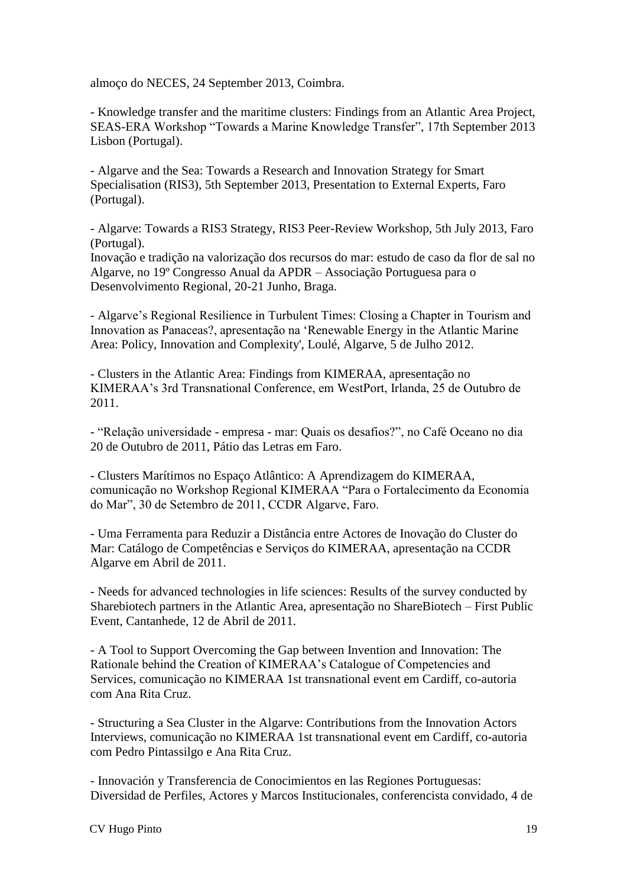almoço do NECES, 24 September 2013, Coimbra.

- Knowledge transfer and the maritime clusters: Findings from an Atlantic Area Project, SEAS-ERA Workshop "Towards a Marine Knowledge Transfer", 17th September 2013 Lisbon (Portugal).

- Algarve and the Sea: Towards a Research and Innovation Strategy for Smart Specialisation (RIS3), 5th September 2013, Presentation to External Experts, Faro (Portugal).

- Algarve: Towards a RIS3 Strategy, RIS3 Peer-Review Workshop, 5th July 2013, Faro (Portugal).
Inovação e tradição na valorização dos recursos do mar: estudo de caso da flor de sal no Algarve, no 19º Congresso Anual da APDR – Associação Portuguesa para o Desenvolvimento Regional, 20-21 Junho, Braga.

- Algarve's Regional Resilience in Turbulent Times: Closing a Chapter in Tourism and Innovation as Panaceas?, apresentação na 'Renewable Energy in the Atlantic Marine Area: Policy, Innovation and Complexity', Loulé, Algarve, 5 de Julho 2012.

- Clusters in the Atlantic Area: Findings from KIMERAA, apresentação no KIMERAA's 3rd Transnational Conference, em WestPort, Irlanda, 25 de Outubro de 2011.

- "Relação universidade - empresa - mar: Quais os desafios?", no Café Oceano no dia 20 de Outubro de 2011, Pátio das Letras em Faro.

- Clusters Marítimos no Espaço Atlântico: A Aprendizagem do KIMERAA, comunicação no Workshop Regional KIMERAA "Para o Fortalecimento da Economia do Mar", 30 de Setembro de 2011, CCDR Algarve, Faro.

- Uma Ferramenta para Reduzir a Distância entre Actores de Inovação do Cluster do Mar: Catálogo de Competências e Serviços do KIMERAA, apresentação na CCDR Algarve em Abril de 2011.

- Needs for advanced technologies in life sciences: Results of the survey conducted by Sharebiotech partners in the Atlantic Area, apresentação no ShareBiotech – First Public Event, Cantanhede, 12 de Abril de 2011.

- A Tool to Support Overcoming the Gap between Invention and Innovation: The Rationale behind the Creation of KIMERAA's Catalogue of Competencies and Services, comunicação no KIMERAA 1st transnational event em Cardiff, co-autoria com Ana Rita Cruz.

- Structuring a Sea Cluster in the Algarve: Contributions from the Innovation Actors Interviews, comunicação no KIMERAA 1st transnational event em Cardiff, co-autoria com Pedro Pintassilgo e Ana Rita Cruz.

- Innovación y Transferencia de Conocimientos en las Regiones Portuguesas: Diversidad de Perfiles, Actores y Marcos Institucionales, conferencista convidado, 4 de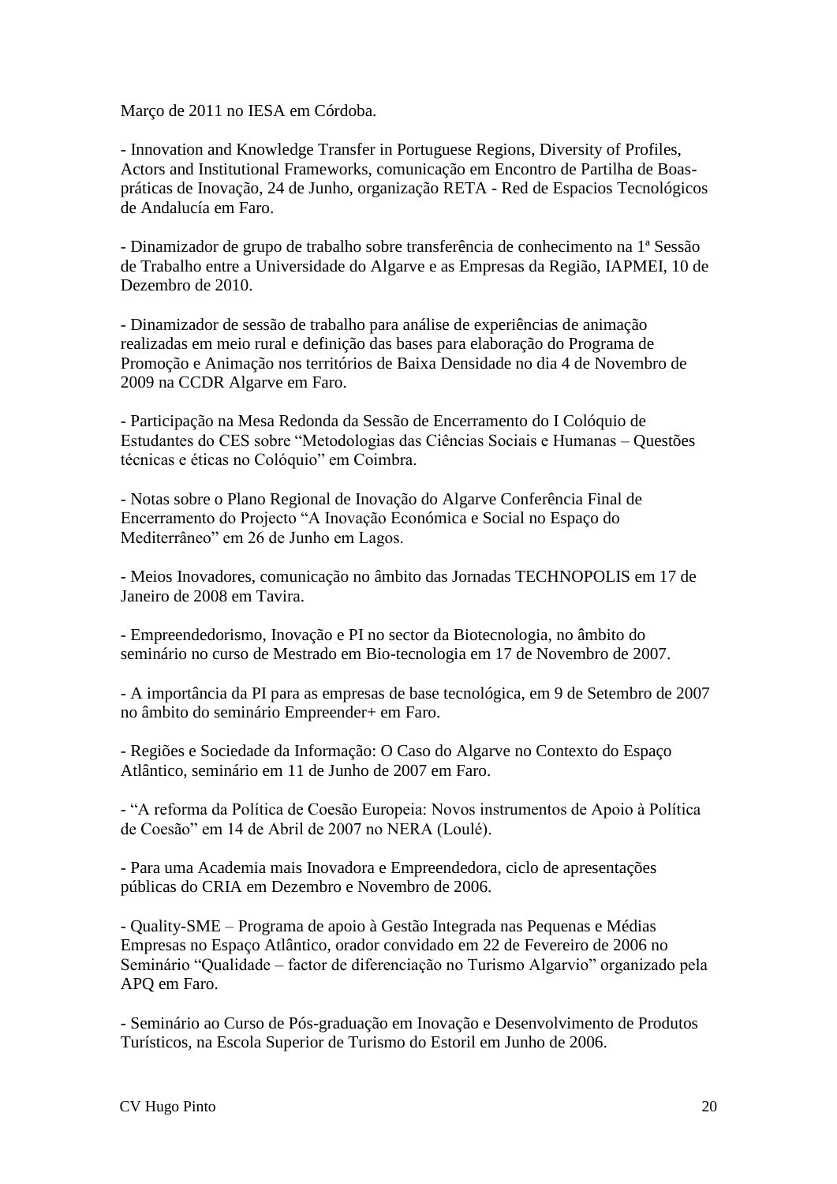Março de 2011 no IESA em Córdoba.

- Innovation and Knowledge Transfer in Portuguese Regions, Diversity of Profiles, Actors and Institutional Frameworks, comunicação em Encontro de Partilha de Boas-práticas de Inovação, 24 de Junho, organização RETA - Red de Espacios Tecnológicos de Andalucía em Faro.

- Dinamizador de grupo de trabalho sobre transferência de conhecimento na 1ª Sessão de Trabalho entre a Universidade do Algarve e as Empresas da Região, IAPMEI, 10 de Dezembro de 2010.

- Dinamizador de sessão de trabalho para análise de experiências de animação realizadas em meio rural e definição das bases para elaboração do Programa de Promoção e Animação nos territórios de Baixa Densidade no dia 4 de Novembro de 2009 na CCDR Algarve em Faro.

- Participação na Mesa Redonda da Sessão de Encerramento do I Colóquio de Estudantes do CES sobre "Metodologias das Ciências Sociais e Humanas – Questões técnicas e éticas no Colóquio" em Coimbra.

- Notas sobre o Plano Regional de Inovação do Algarve Conferência Final de Encerramento do Projecto "A Inovação Económica e Social no Espaço do Mediterrâneo" em 26 de Junho em Lagos.

- Meios Inovadores, comunicação no âmbito das Jornadas TECHNOPOLIS em 17 de Janeiro de 2008 em Tavira.

- Empreendedorismo, Inovação e PI no sector da Biotecnologia, no âmbito do seminário no curso de Mestrado em Bio-tecnologia em 17 de Novembro de 2007.

- A importância da PI para as empresas de base tecnológica, em 9 de Setembro de 2007 no âmbito do seminário Empreender+ em Faro.

- Regiões e Sociedade da Informação: O Caso do Algarve no Contexto do Espaço Atlântico, seminário em 11 de Junho de 2007 em Faro.

- "A reforma da Política de Coesão Europeia: Novos instrumentos de Apoio à Política de Coesão" em 14 de Abril de 2007 no NERA (Loulé).

- Para uma Academia mais Inovadora e Empreendedora, ciclo de apresentações públicas do CRIA em Dezembro e Novembro de 2006.

- Quality-SME – Programa de apoio à Gestão Integrada nas Pequenas e Médias Empresas no Espaço Atlântico, orador convidado em 22 de Fevereiro de 2006 no Seminário "Qualidade – factor de diferenciação no Turismo Algarvio" organizado pela APQ em Faro.

- Seminário ao Curso de Pós-graduação em Inovação e Desenvolvimento de Produtos Turísticos, na Escola Superior de Turismo do Estoril em Junho de 2006.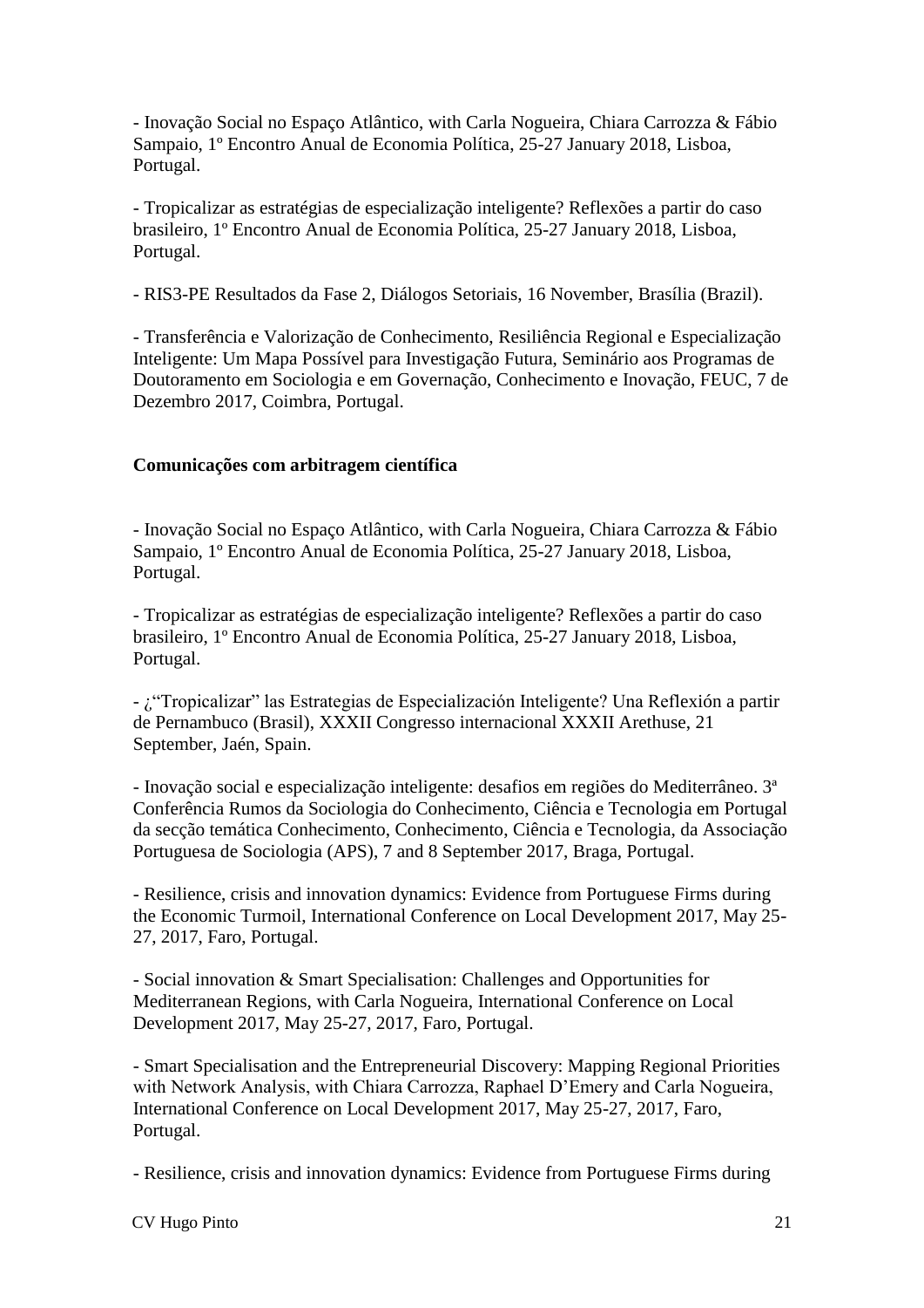- Inovação Social no Espaço Atlântico, with Carla Nogueira, Chiara Carrozza & Fábio Sampaio, 1º Encontro Anual de Economia Política, 25-27 January 2018, Lisboa, Portugal.

- Tropicalizar as estratégias de especialização inteligente? Reflexões a partir do caso brasileiro, 1º Encontro Anual de Economia Política, 25-27 January 2018, Lisboa, Portugal.

- RIS3-PE Resultados da Fase 2, Diálogos Setoriais, 16 November, Brasília (Brazil).

- Transferência e Valorização de Conhecimento, Resiliência Regional e Especialização Inteligente: Um Mapa Possível para Investigação Futura, Seminário aos Programas de Doutoramento em Sociologia e em Governação, Conhecimento e Inovação, FEUC, 7 de Dezembro 2017, Coimbra, Portugal.

**Comunicações com arbitragem científica**

- Inovação Social no Espaço Atlântico, with Carla Nogueira, Chiara Carrozza & Fábio Sampaio, 1º Encontro Anual de Economia Política, 25-27 January 2018, Lisboa, Portugal.

- Tropicalizar as estratégias de especialização inteligente? Reflexões a partir do caso brasileiro, 1º Encontro Anual de Economia Política, 25-27 January 2018, Lisboa, Portugal.

- ¿"Tropicalizar" las Estrategias de Especialización Inteligente? Una Reflexión a partir de Pernambuco (Brasil), XXXII Congresso internacional XXXII Arethuse, 21 September, Jaén, Spain.

- Inovação social e especialização inteligente: desafios em regiões do Mediterrâneo. 3ª Conferência Rumos da Sociologia do Conhecimento, Ciência e Tecnologia em Portugal da secção temática Conhecimento, Conhecimento, Ciência e Tecnologia, da Associação Portuguesa de Sociologia (APS), 7 and 8 September 2017, Braga, Portugal.

- Resilience, crisis and innovation dynamics: Evidence from Portuguese Firms during the Economic Turmoil, International Conference on Local Development 2017, May 25-27, 2017, Faro, Portugal.

- Social innovation & Smart Specialisation: Challenges and Opportunities for Mediterranean Regions, with Carla Nogueira, International Conference on Local Development 2017, May 25-27, 2017, Faro, Portugal.

- Smart Specialisation and the Entrepreneurial Discovery: Mapping Regional Priorities with Network Analysis, with Chiara Carrozza, Raphael D'Emery and Carla Nogueira, International Conference on Local Development 2017, May 25-27, 2017, Faro, Portugal.

- Resilience, crisis and innovation dynamics: Evidence from Portuguese Firms during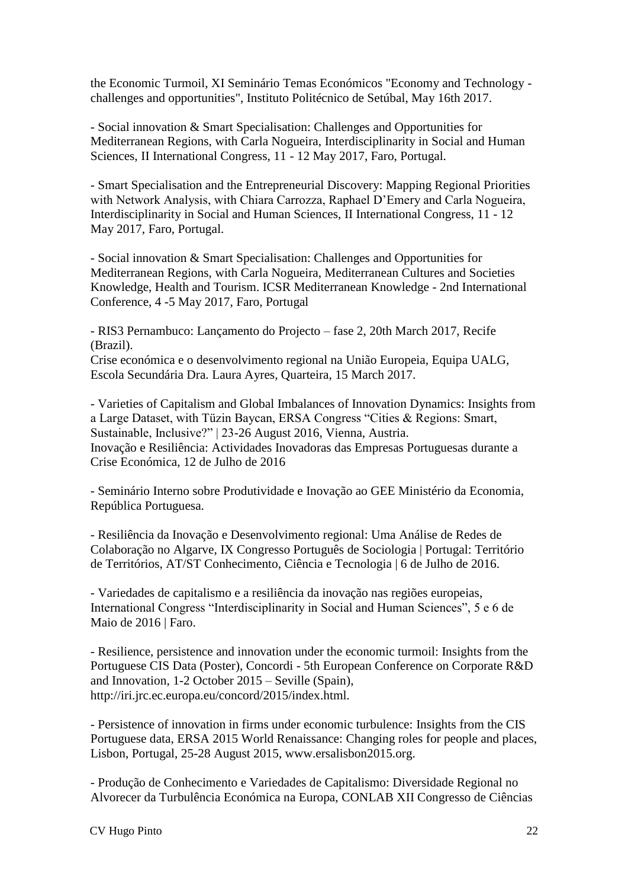the Economic Turmoil, XI Seminário Temas Económicos "Economy and Technology - challenges and opportunities", Instituto Politécnico de Setúbal, May 16th 2017.

- Social innovation & Smart Specialisation: Challenges and Opportunities for Mediterranean Regions, with Carla Nogueira, Interdisciplinarity in Social and Human Sciences, II International Congress, 11 - 12 May 2017, Faro, Portugal.

- Smart Specialisation and the Entrepreneurial Discovery: Mapping Regional Priorities with Network Analysis, with Chiara Carrozza, Raphael D'Emery and Carla Nogueira, Interdisciplinarity in Social and Human Sciences, II International Congress, 11 - 12 May 2017, Faro, Portugal.

- Social innovation & Smart Specialisation: Challenges and Opportunities for Mediterranean Regions, with Carla Nogueira, Mediterranean Cultures and Societies Knowledge, Health and Tourism. ICSR Mediterranean Knowledge - 2nd International Conference, 4 -5 May 2017, Faro, Portugal

- RIS3 Pernambuco: Lançamento do Projecto – fase 2, 20th March 2017, Recife (Brazil).
Crise económica e o desenvolvimento regional na União Europeia, Equipa UALG, Escola Secundária Dra. Laura Ayres, Quarteira, 15 March 2017.

- Varieties of Capitalism and Global Imbalances of Innovation Dynamics: Insights from a Large Dataset, with Tüzin Baycan, ERSA Congress "Cities & Regions: Smart, Sustainable, Inclusive?" | 23-26 August 2016, Vienna, Austria.
Inovação e Resiliência: Actividades Inovadoras das Empresas Portuguesas durante a Crise Económica, 12 de Julho de 2016

- Seminário Interno sobre Produtividade e Inovação ao GEE Ministério da Economia, República Portuguesa.

- Resiliência da Inovação e Desenvolvimento regional: Uma Análise de Redes de Colaboração no Algarve, IX Congresso Português de Sociologia | Portugal: Território de Territórios, AT/ST Conhecimento, Ciência e Tecnologia | 6 de Julho de 2016.

- Variedades de capitalismo e a resiliência da inovação nas regiões europeias, International Congress "Interdisciplinarity in Social and Human Sciences", 5 e 6 de Maio de 2016 | Faro.

- Resilience, persistence and innovation under the economic turmoil: Insights from the Portuguese CIS Data (Poster), Concordi - 5th European Conference on Corporate R&D and Innovation, 1-2 October 2015 – Seville (Spain), http://iri.jrc.ec.europa.eu/concord/2015/index.html.

- Persistence of innovation in firms under economic turbulence: Insights from the CIS Portuguese data, ERSA 2015 World Renaissance: Changing roles for people and places, Lisbon, Portugal, 25-28 August 2015, www.ersalisbon2015.org.

- Produção de Conhecimento e Variedades de Capitalismo: Diversidade Regional no Alvorecer da Turbulência Económica na Europa, CONLAB XII Congresso de Ciências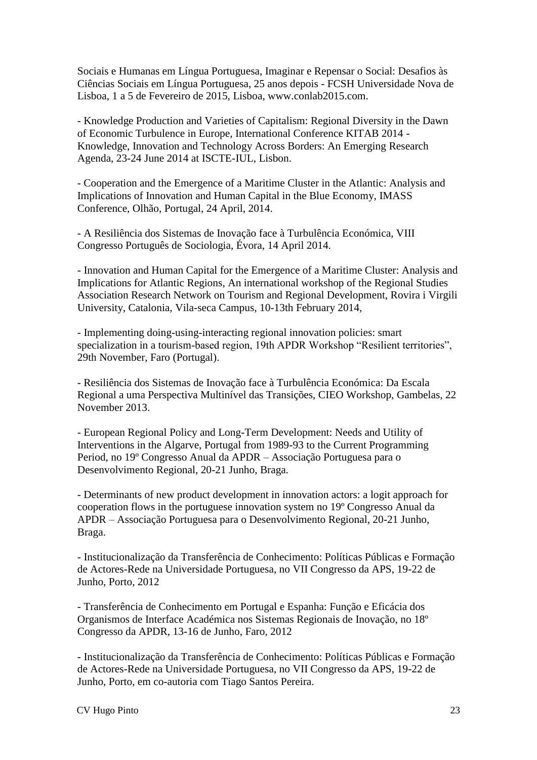Sociais e Humanas em Língua Portuguesa, Imaginar e Repensar o Social: Desafios às Ciências Sociais em Língua Portuguesa, 25 anos depois - FCSH Universidade Nova de Lisboa, 1 a 5 de Fevereiro de 2015, Lisboa, www.conlab2015.com.

- Knowledge Production and Varieties of Capitalism: Regional Diversity in the Dawn of Economic Turbulence in Europe, International Conference KITAB 2014 - Knowledge, Innovation and Technology Across Borders: An Emerging Research Agenda, 23-24 June 2014 at ISCTE-IUL, Lisbon.

- Cooperation and the Emergence of a Maritime Cluster in the Atlantic: Analysis and Implications of Innovation and Human Capital in the Blue Economy, IMASS Conference, Olhão, Portugal, 24 April, 2014.

- A Resiliência dos Sistemas de Inovação face à Turbulência Económica, VIII Congresso Português de Sociologia, Évora, 14 April 2014.

- Innovation and Human Capital for the Emergence of a Maritime Cluster: Analysis and Implications for Atlantic Regions, An international workshop of the Regional Studies Association Research Network on Tourism and Regional Development, Rovira i Virgili University, Catalonia, Vila-seca Campus, 10-13th February 2014,

- Implementing doing-using-interacting regional innovation policies: smart specialization in a tourism-based region, 19th APDR Workshop "Resilient territories", 29th November, Faro (Portugal).

- Resiliência dos Sistemas de Inovação face à Turbulência Económica: Da Escala Regional a uma Perspectiva Multinível das Transições, CIEO Workshop, Gambelas, 22 November 2013.

- European Regional Policy and Long-Term Development: Needs and Utility of Interventions in the Algarve, Portugal from 1989-93 to the Current Programming Period, no 19º Congresso Anual da APDR – Associação Portuguesa para o Desenvolvimento Regional, 20-21 Junho, Braga.

- Determinants of new product development in innovation actors: a logit approach for cooperation flows in the portuguese innovation system no 19º Congresso Anual da APDR – Associação Portuguesa para o Desenvolvimento Regional, 20-21 Junho, Braga.

- Institucionalização da Transferência de Conhecimento: Políticas Públicas e Formação de Actores-Rede na Universidade Portuguesa, no VII Congresso da APS, 19-22 de Junho, Porto, 2012

- Transferência de Conhecimento em Portugal e Espanha: Função e Eficácia dos Organismos de Interface Académica nos Sistemas Regionais de Inovação, no 18º Congresso da APDR, 13-16 de Junho, Faro, 2012

- Institucionalização da Transferência de Conhecimento: Políticas Públicas e Formação de Actores-Rede na Universidade Portuguesa, no VII Congresso da APS, 19-22 de Junho, Porto, em co-autoria com Tiago Santos Pereira.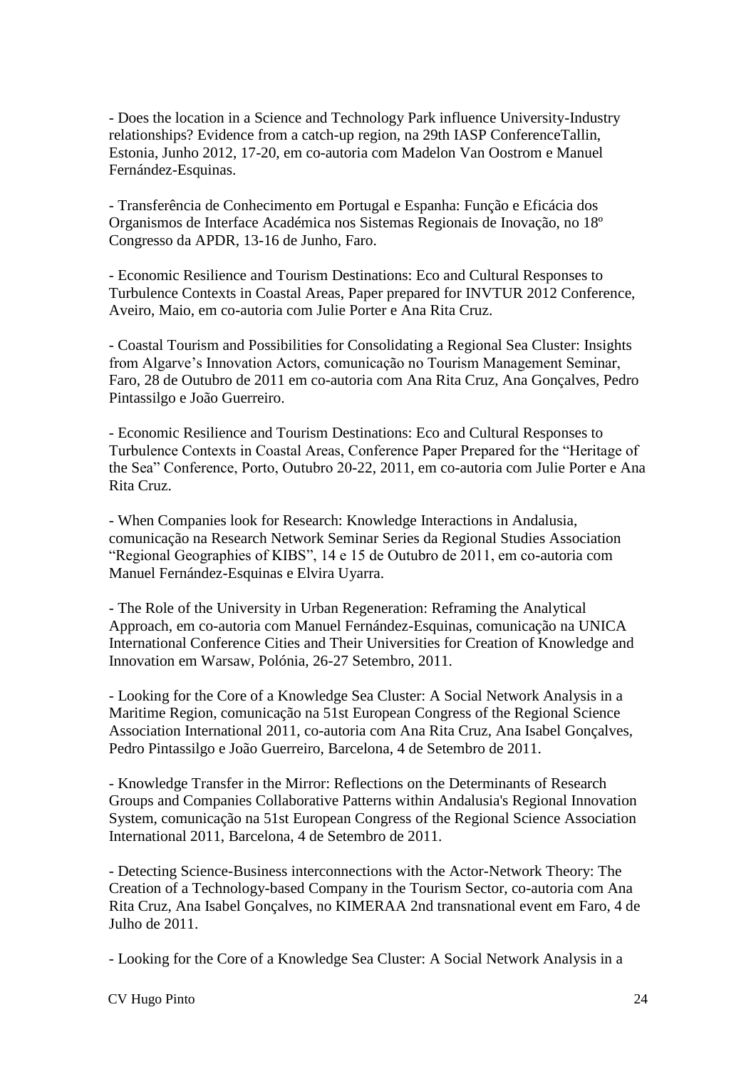- Does the location in a Science and Technology Park influence University-Industry relationships? Evidence from a catch-up region, na 29th IASP ConferenceTallin, Estonia, Junho 2012, 17-20, em co-autoria com Madelon Van Oostrom e Manuel Fernández-Esquinas.

- Transferência de Conhecimento em Portugal e Espanha: Função e Eficácia dos Organismos de Interface Académica nos Sistemas Regionais de Inovação, no 18º Congresso da APDR, 13-16 de Junho, Faro.

- Economic Resilience and Tourism Destinations: Eco and Cultural Responses to Turbulence Contexts in Coastal Areas, Paper prepared for INVTUR 2012 Conference, Aveiro, Maio, em co-autoria com Julie Porter e Ana Rita Cruz.

- Coastal Tourism and Possibilities for Consolidating a Regional Sea Cluster: Insights from Algarve's Innovation Actors, comunicação no Tourism Management Seminar, Faro, 28 de Outubro de 2011 em co-autoria com Ana Rita Cruz, Ana Gonçalves, Pedro Pintassilgo e João Guerreiro.

- Economic Resilience and Tourism Destinations: Eco and Cultural Responses to Turbulence Contexts in Coastal Areas, Conference Paper Prepared for the "Heritage of the Sea" Conference, Porto, Outubro 20-22, 2011, em co-autoria com Julie Porter e Ana Rita Cruz.

- When Companies look for Research: Knowledge Interactions in Andalusia, comunicação na Research Network Seminar Series da Regional Studies Association "Regional Geographies of KIBS", 14 e 15 de Outubro de 2011, em co-autoria com Manuel Fernández-Esquinas e Elvira Uyarra.

- The Role of the University in Urban Regeneration: Reframing the Analytical Approach, em co-autoria com Manuel Fernández-Esquinas, comunicação na UNICA International Conference Cities and Their Universities for Creation of Knowledge and Innovation em Warsaw, Polónia, 26-27 Setembro, 2011.

- Looking for the Core of a Knowledge Sea Cluster: A Social Network Analysis in a Maritime Region, comunicação na 51st European Congress of the Regional Science Association International 2011, co-autoria com Ana Rita Cruz, Ana Isabel Gonçalves, Pedro Pintassilgo e João Guerreiro, Barcelona, 4 de Setembro de 2011.

- Knowledge Transfer in the Mirror: Reflections on the Determinants of Research Groups and Companies Collaborative Patterns within Andalusia's Regional Innovation System, comunicação na 51st European Congress of the Regional Science Association International 2011, Barcelona, 4 de Setembro de 2011.

- Detecting Science-Business interconnections with the Actor-Network Theory: The Creation of a Technology-based Company in the Tourism Sector, co-autoria com Ana Rita Cruz, Ana Isabel Gonçalves, no KIMERAA 2nd transnational event em Faro, 4 de Julho de 2011.

- Looking for the Core of a Knowledge Sea Cluster: A Social Network Analysis in a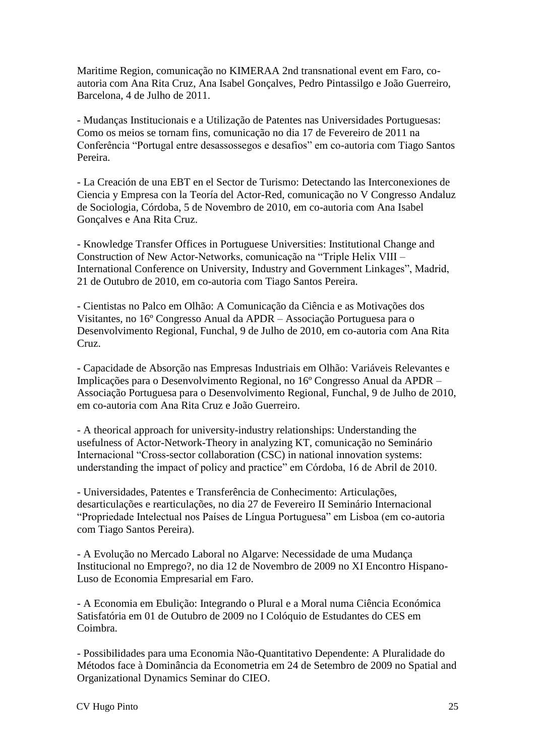Maritime Region, comunicação no KIMERAA 2nd transnational event em Faro, co-autoria com Ana Rita Cruz, Ana Isabel Gonçalves, Pedro Pintassilgo e João Guerreiro, Barcelona, 4 de Julho de 2011.

- Mudanças Institucionais e a Utilização de Patentes nas Universidades Portuguesas: Como os meios se tornam fins, comunicação no dia 17 de Fevereiro de 2011 na Conferência "Portugal entre desassossegos e desafios" em co-autoria com Tiago Santos Pereira.

- La Creación de una EBT en el Sector de Turismo: Detectando las Interconexiones de Ciencia y Empresa con la Teoría del Actor-Red, comunicação no V Congresso Andaluz de Sociologia, Córdoba, 5 de Novembro de 2010, em co-autoria com Ana Isabel Gonçalves e Ana Rita Cruz.

- Knowledge Transfer Offices in Portuguese Universities: Institutional Change and Construction of New Actor-Networks, comunicação na "Triple Helix VIII – International Conference on University, Industry and Government Linkages", Madrid, 21 de Outubro de 2010, em co-autoria com Tiago Santos Pereira.

- Cientistas no Palco em Olhão: A Comunicação da Ciência e as Motivações dos Visitantes, no 16º Congresso Anual da APDR – Associação Portuguesa para o Desenvolvimento Regional, Funchal, 9 de Julho de 2010, em co-autoria com Ana Rita Cruz.

- Capacidade de Absorção nas Empresas Industriais em Olhão: Variáveis Relevantes e Implicações para o Desenvolvimento Regional, no 16º Congresso Anual da APDR – Associação Portuguesa para o Desenvolvimento Regional, Funchal, 9 de Julho de 2010, em co-autoria com Ana Rita Cruz e João Guerreiro.

- A theorical approach for university-industry relationships: Understanding the usefulness of Actor-Network-Theory in analyzing KT, comunicação no Seminário Internacional "Cross-sector collaboration (CSC) in national innovation systems: understanding the impact of policy and practice" em Córdoba, 16 de Abril de 2010.

- Universidades, Patentes e Transferência de Conhecimento: Articulações, desarticulações e rearticulações, no dia 27 de Fevereiro II Seminário Internacional "Propriedade Intelectual nos Países de Língua Portuguesa" em Lisboa (em co-autoria com Tiago Santos Pereira).

- A Evolução no Mercado Laboral no Algarve: Necessidade de uma Mudança Institucional no Emprego?, no dia 12 de Novembro de 2009 no XI Encontro Hispano-Luso de Economia Empresarial em Faro.

- A Economia em Ebulição: Integrando o Plural e a Moral numa Ciência Económica Satisfatória em 01 de Outubro de 2009 no I Colóquio de Estudantes do CES em Coimbra.

- Possibilidades para uma Economia Não-Quantitativo Dependente: A Pluralidade do Métodos face à Dominância da Econometria em 24 de Setembro de 2009 no Spatial and Organizational Dynamics Seminar do CIEO.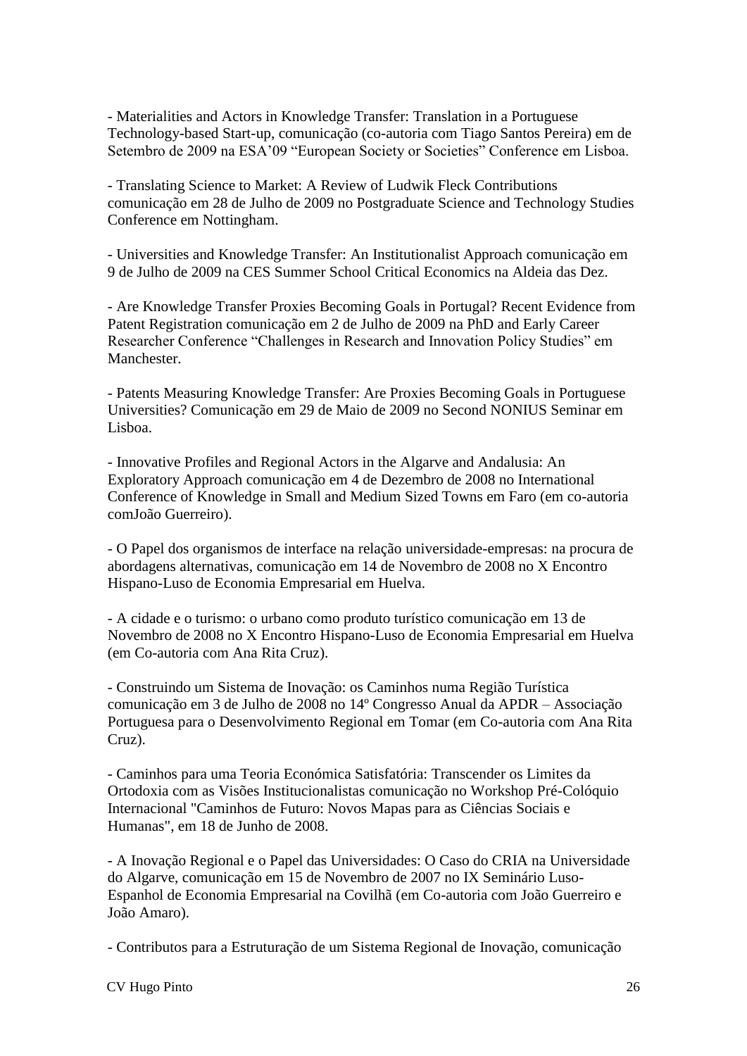- Materialities and Actors in Knowledge Transfer: Translation in a Portuguese Technology-based Start-up, comunicação (co-autoria com Tiago Santos Pereira) em de Setembro de 2009 na ESA'09 "European Society or Societies" Conference em Lisboa.

- Translating Science to Market: A Review of Ludwik Fleck Contributions comunicação em 28 de Julho de 2009 no Postgraduate Science and Technology Studies Conference em Nottingham.

- Universities and Knowledge Transfer: An Institutionalist Approach comunicação em 9 de Julho de 2009 na CES Summer School Critical Economics na Aldeia das Dez.

- Are Knowledge Transfer Proxies Becoming Goals in Portugal? Recent Evidence from Patent Registration comunicação em 2 de Julho de 2009 na PhD and Early Career Researcher Conference "Challenges in Research and Innovation Policy Studies" em Manchester.

- Patents Measuring Knowledge Transfer: Are Proxies Becoming Goals in Portuguese Universities? Comunicação em 29 de Maio de 2009 no Second NONIUS Seminar em Lisboa.

- Innovative Profiles and Regional Actors in the Algarve and Andalusia: An Exploratory Approach comunicação em 4 de Dezembro de 2008 no International Conference of Knowledge in Small and Medium Sized Towns em Faro (em co-autoria comJoão Guerreiro).

- O Papel dos organismos de interface na relação universidade-empresas: na procura de abordagens alternativas, comunicação em 14 de Novembro de 2008 no X Encontro Hispano-Luso de Economia Empresarial em Huelva.

- A cidade e o turismo: o urbano como produto turístico comunicação em 13 de Novembro de 2008 no X Encontro Hispano-Luso de Economia Empresarial em Huelva (em Co-autoria com Ana Rita Cruz).

- Construindo um Sistema de Inovação: os Caminhos numa Região Turística comunicação em 3 de Julho de 2008 no 14º Congresso Anual da APDR – Associação Portuguesa para o Desenvolvimento Regional em Tomar (em Co-autoria com Ana Rita Cruz).

- Caminhos para uma Teoria Económica Satisfatória: Transcender os Limites da Ortodoxia com as Visões Institucionalistas comunicação no Workshop Pré-Colóquio Internacional "Caminhos de Futuro: Novos Mapas para as Ciências Sociais e Humanas", em 18 de Junho de 2008.

- A Inovação Regional e o Papel das Universidades: O Caso do CRIA na Universidade do Algarve, comunicação em 15 de Novembro de 2007 no IX Seminário Luso-Espanhol de Economia Empresarial na Covilhã (em Co-autoria com João Guerreiro e João Amaro).

- Contributos para a Estruturação de um Sistema Regional de Inovação, comunicação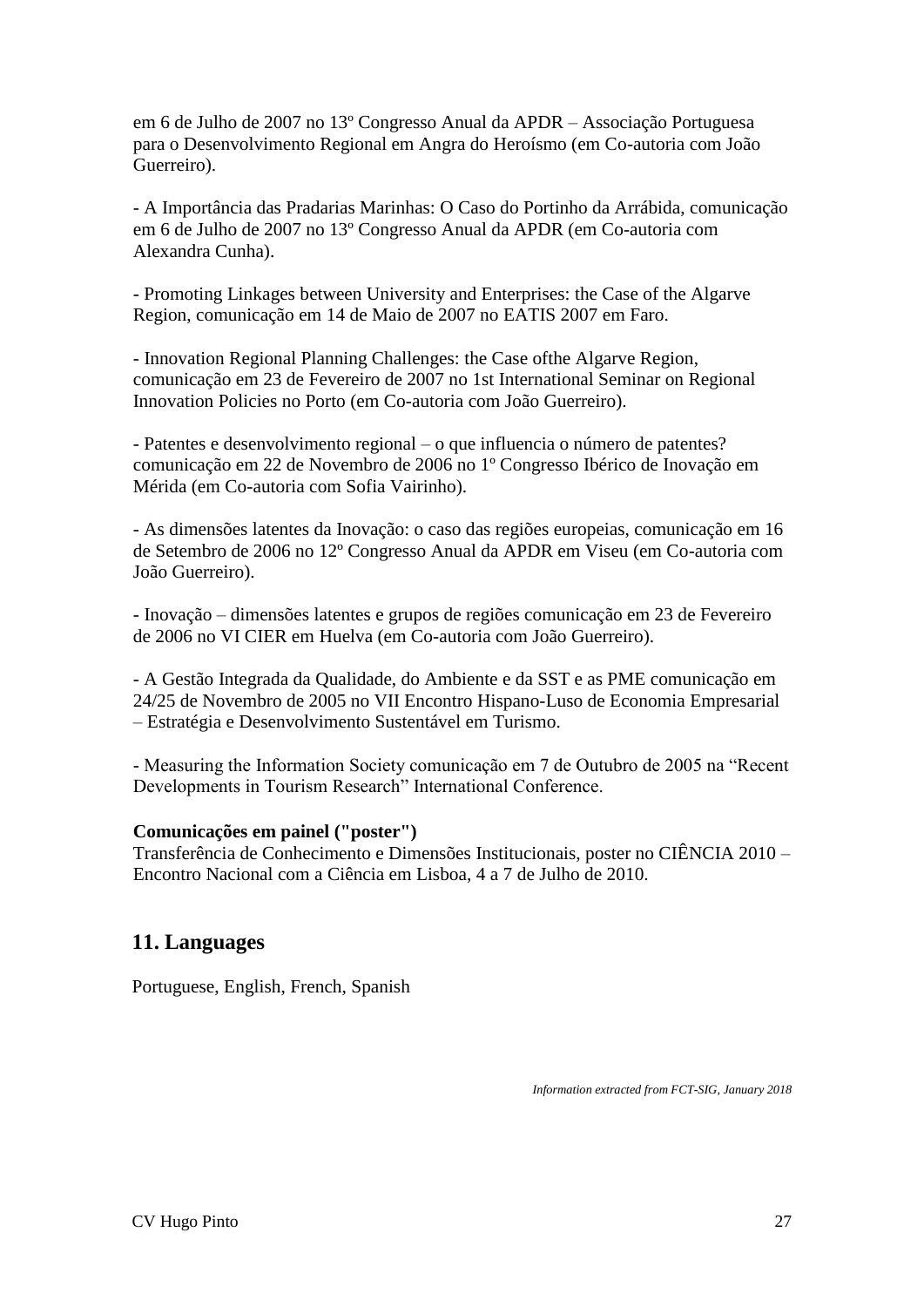em 6 de Julho de 2007 no 13º Congresso Anual da APDR – Associação Portuguesa para o Desenvolvimento Regional em Angra do Heroísmo (em Co-autoria com João Guerreiro).

- A Importância das Pradarias Marinhas: O Caso do Portinho da Arrábida, comunicação em 6 de Julho de 2007 no 13º Congresso Anual da APDR (em Co-autoria com Alexandra Cunha).

- Promoting Linkages between University and Enterprises: the Case of the Algarve Region, comunicação em 14 de Maio de 2007 no EATIS 2007 em Faro.

- Innovation Regional Planning Challenges: the Case ofthe Algarve Region, comunicação em 23 de Fevereiro de 2007 no 1st International Seminar on Regional Innovation Policies no Porto (em Co-autoria com João Guerreiro).

- Patentes e desenvolvimento regional – o que influencia o número de patentes? comunicação em 22 de Novembro de 2006 no 1º Congresso Ibérico de Inovação em Mérida (em Co-autoria com Sofia Vairinho).

- As dimensões latentes da Inovação: o caso das regiões europeias, comunicação em 16 de Setembro de 2006 no 12º Congresso Anual da APDR em Viseu (em Co-autoria com João Guerreiro).

- Inovação – dimensões latentes e grupos de regiões comunicação em 23 de Fevereiro de 2006 no VI CIER em Huelva (em Co-autoria com João Guerreiro).

- A Gestão Integrada da Qualidade, do Ambiente e da SST e as PME comunicação em 24/25 de Novembro de 2005 no VII Encontro Hispano-Luso de Economia Empresarial – Estratégia e Desenvolvimento Sustentável em Turismo.

- Measuring the Information Society comunicação em 7 de Outubro de 2005 na "Recent Developments in Tourism Research" International Conference.

**Comunicações em painel ("poster")**
Transferência de Conhecimento e Dimensões Institucionais, poster no CIÊNCIA 2010 – Encontro Nacional com a Ciência em Lisboa, 4 a 7 de Julho de 2010.

## 11. Languages

Portuguese, English, French, Spanish

*Information extracted from FCT-SIG, January 2018*